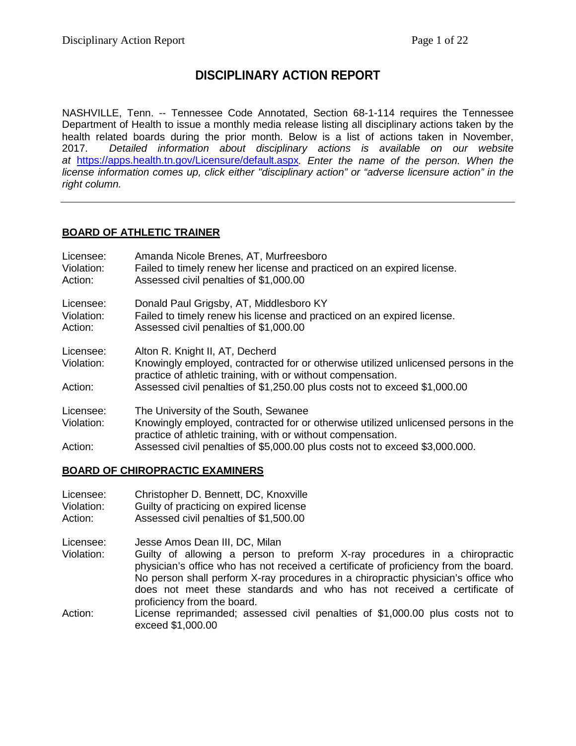# DISCIPLINARY ACTION REPORT

NASHVILLE, Tenn. -- Tennessee Code Annotated, Section 68-1-114 requires the Tennessee Department of Health to issue a monthly media release listing all disciplinary actions taken by the health related boards during the prior month. Below is a list of actions taken in November, 2017. *Detailed information about disciplinary actions is available on our website at* https://apps.health.tn.gov/Licensure/default.aspx*. Enter the name of the person. When the license information comes up, click either "disciplinary action" or "adverse licensure action" in the right column.*

---

## BOARD OF ATHLETIC TRAINER

Licensee: Amanda Nicole Brenes, AT, Murfreesboro
Violation: Failed to timely renew her license and practiced on an expired license.
Action: Assessed civil penalties of $1,000.00

Licensee: Donald Paul Grigsby, AT, Middlesboro KY
Violation: Failed to timely renew his license and practiced on an expired license.
Action: Assessed civil penalties of $1,000.00

Licensee: Alton R. Knight II, AT, Decherd
Violation: Knowingly employed, contracted for or otherwise utilized unlicensed persons in the practice of athletic training, with or without compensation.
Action: Assessed civil penalties of $1,250.00 plus costs not to exceed $1,000.00

Licensee: The University of the South, Sewanee
Violation: Knowingly employed, contracted for or otherwise utilized unlicensed persons in the practice of athletic training, with or without compensation.
Action: Assessed civil penalties of $5,000.00 plus costs not to exceed $3,000.000.

## BOARD OF CHIROPRACTIC EXAMINERS

Licensee: Christopher D. Bennett, DC, Knoxville
Violation: Guilty of practicing on expired license
Action: Assessed civil penalties of $1,500.00

Licensee: Jesse Amos Dean III, DC, Milan
Violation: Guilty of allowing a person to preform X-ray procedures in a chiropractic physician's office who has not received a certificate of proficiency from the board. No person shall perform X-ray procedures in a chiropractic physician's office who does not meet these standards and who has not received a certificate of proficiency from the board.
Action: License reprimanded; assessed civil penalties of $1,000.00 plus costs not to exceed $1,000.00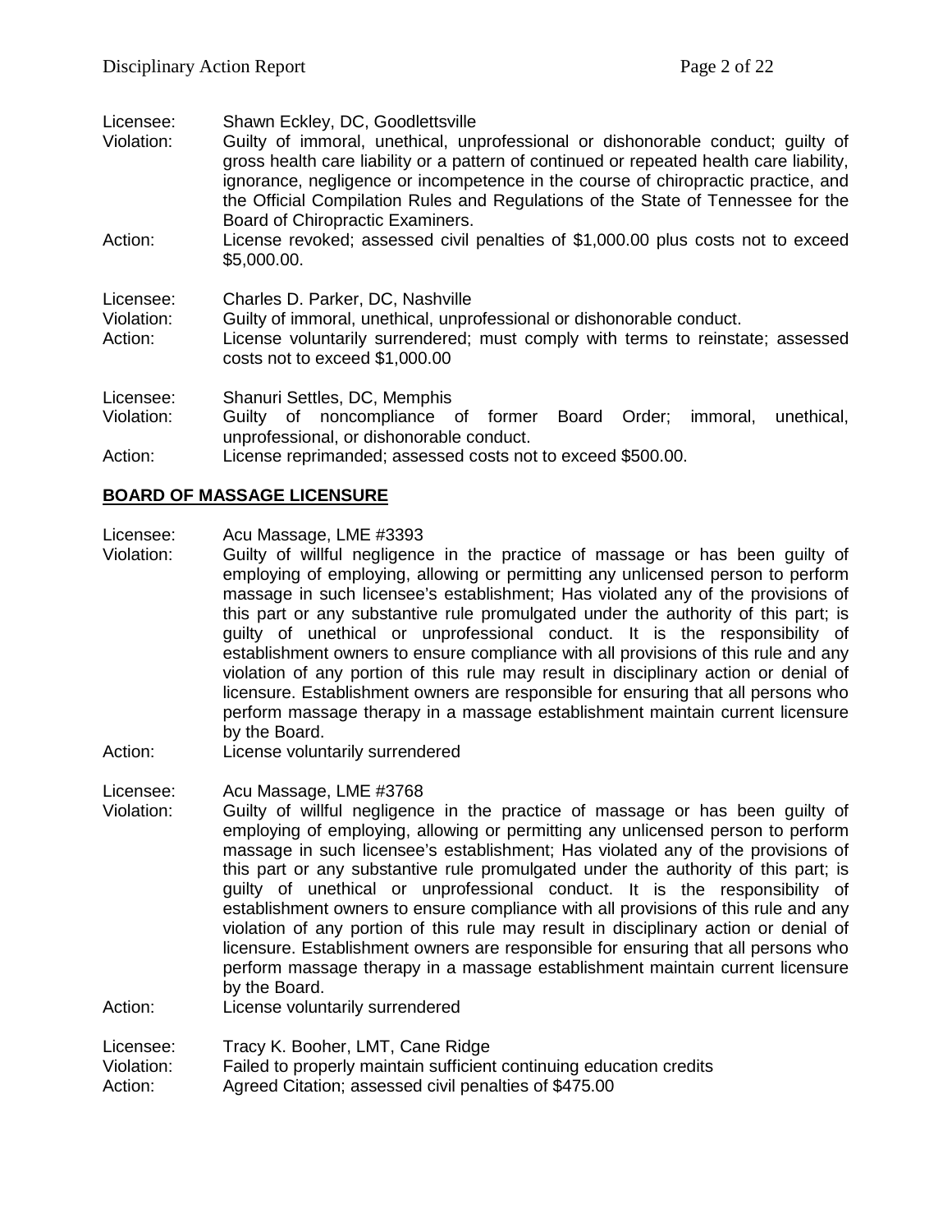Licensee: Shawn Eckley, DC, Goodlettsville
Violation: Guilty of immoral, unethical, unprofessional or dishonorable conduct; guilty of gross health care liability or a pattern of continued or repeated health care liability, ignorance, negligence or incompetence in the course of chiropractic practice, and the Official Compilation Rules and Regulations of the State of Tennessee for the Board of Chiropractic Examiners.
Action: License revoked; assessed civil penalties of $1,000.00 plus costs not to exceed $5,000.00.

Licensee: Charles D. Parker, DC, Nashville
Violation: Guilty of immoral, unethical, unprofessional or dishonorable conduct.
Action: License voluntarily surrendered; must comply with terms to reinstate; assessed costs not to exceed $1,000.00

Licensee: Shanuri Settles, DC, Memphis
Violation: Guilty of noncompliance of former Board Order; immoral, unethical, unprofessional, or dishonorable conduct.
Action: License reprimanded; assessed costs not to exceed $500.00.

## BOARD OF MASSAGE LICENSURE

Licensee: Acu Massage, LME #3393
Violation: Guilty of willful negligence in the practice of massage or has been guilty of employing of employing, allowing or permitting any unlicensed person to perform massage in such licensee's establishment; Has violated any of the provisions of this part or any substantive rule promulgated under the authority of this part; is guilty of unethical or unprofessional conduct. It is the responsibility of establishment owners to ensure compliance with all provisions of this rule and any violation of any portion of this rule may result in disciplinary action or denial of licensure. Establishment owners are responsible for ensuring that all persons who perform massage therapy in a massage establishment maintain current licensure by the Board.
Action: License voluntarily surrendered

Licensee: Acu Massage, LME #3768
Violation: Guilty of willful negligence in the practice of massage or has been guilty of employing of employing, allowing or permitting any unlicensed person to perform massage in such licensee's establishment; Has violated any of the provisions of this part or any substantive rule promulgated under the authority of this part; is guilty of unethical or unprofessional conduct. It is the responsibility of establishment owners to ensure compliance with all provisions of this rule and any violation of any portion of this rule may result in disciplinary action or denial of licensure. Establishment owners are responsible for ensuring that all persons who perform massage therapy in a massage establishment maintain current licensure by the Board.
Action: License voluntarily surrendered

Licensee: Tracy K. Booher, LMT, Cane Ridge
Violation: Failed to properly maintain sufficient continuing education credits
Action: Agreed Citation; assessed civil penalties of $475.00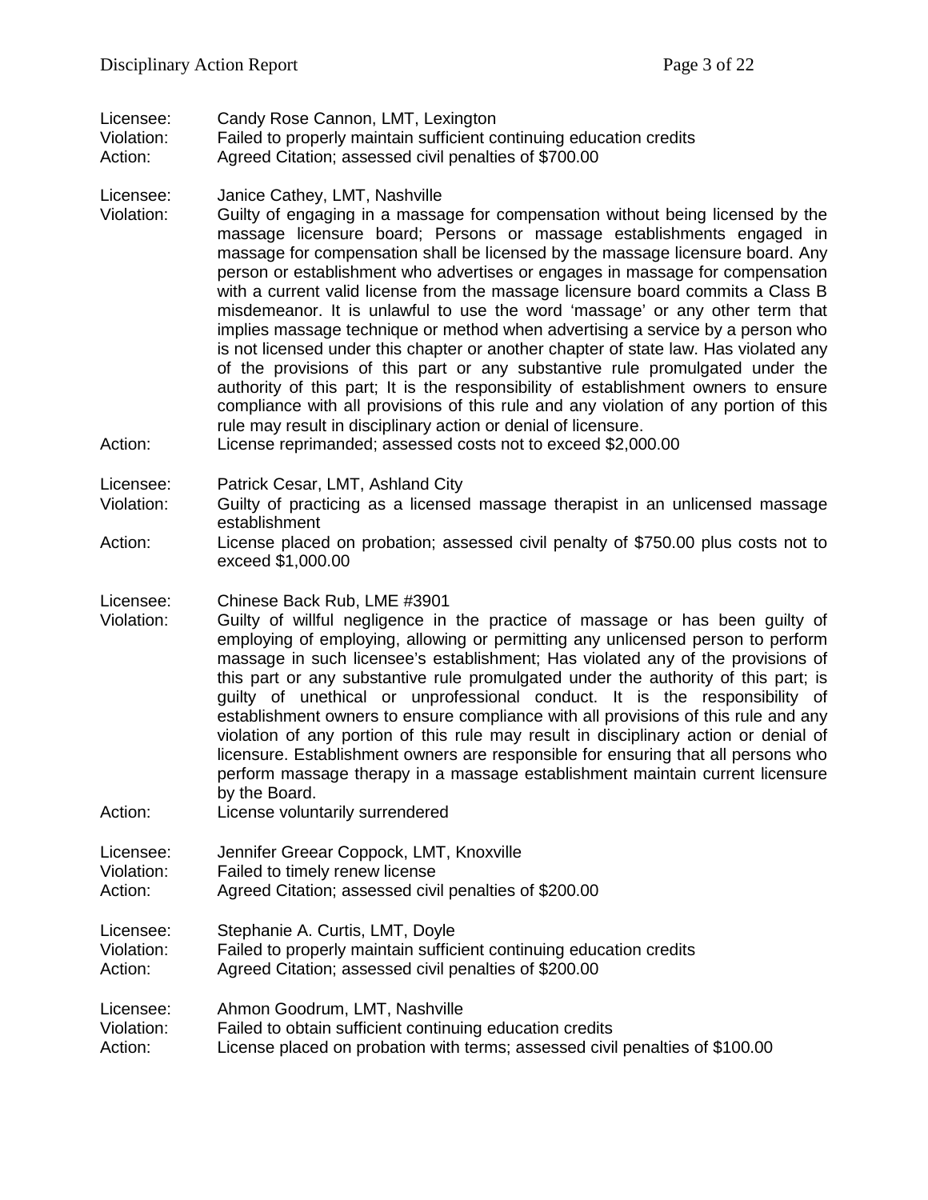Licensee: Candy Rose Cannon, LMT, Lexington
Violation: Failed to properly maintain sufficient continuing education credits
Action: Agreed Citation; assessed civil penalties of $700.00

Licensee: Janice Cathey, LMT, Nashville
Violation: Guilty of engaging in a massage for compensation without being licensed by the massage licensure board; Persons or massage establishments engaged in massage for compensation shall be licensed by the massage licensure board. Any person or establishment who advertises or engages in massage for compensation with a current valid license from the massage licensure board commits a Class B misdemeanor. It is unlawful to use the word 'massage' or any other term that implies massage technique or method when advertising a service by a person who is not licensed under this chapter or another chapter of state law. Has violated any of the provisions of this part or any substantive rule promulgated under the authority of this part; It is the responsibility of establishment owners to ensure compliance with all provisions of this rule and any violation of any portion of this rule may result in disciplinary action or denial of licensure.
Action: License reprimanded; assessed costs not to exceed $2,000.00

Licensee: Patrick Cesar, LMT, Ashland City
Violation: Guilty of practicing as a licensed massage therapist in an unlicensed massage establishment
Action: License placed on probation; assessed civil penalty of $750.00 plus costs not to exceed $1,000.00

Licensee: Chinese Back Rub, LME #3901
Violation: Guilty of willful negligence in the practice of massage or has been guilty of employing of employing, allowing or permitting any unlicensed person to perform massage in such licensee's establishment; Has violated any of the provisions of this part or any substantive rule promulgated under the authority of this part; is guilty of unethical or unprofessional conduct. It is the responsibility of establishment owners to ensure compliance with all provisions of this rule and any violation of any portion of this rule may result in disciplinary action or denial of licensure. Establishment owners are responsible for ensuring that all persons who perform massage therapy in a massage establishment maintain current licensure by the Board.
Action: License voluntarily surrendered

Licensee: Jennifer Greear Coppock, LMT, Knoxville
Violation: Failed to timely renew license
Action: Agreed Citation; assessed civil penalties of $200.00

Licensee: Stephanie A. Curtis, LMT, Doyle
Violation: Failed to properly maintain sufficient continuing education credits
Action: Agreed Citation; assessed civil penalties of $200.00

Licensee: Ahmon Goodrum, LMT, Nashville
Violation: Failed to obtain sufficient continuing education credits
Action: License placed on probation with terms; assessed civil penalties of $100.00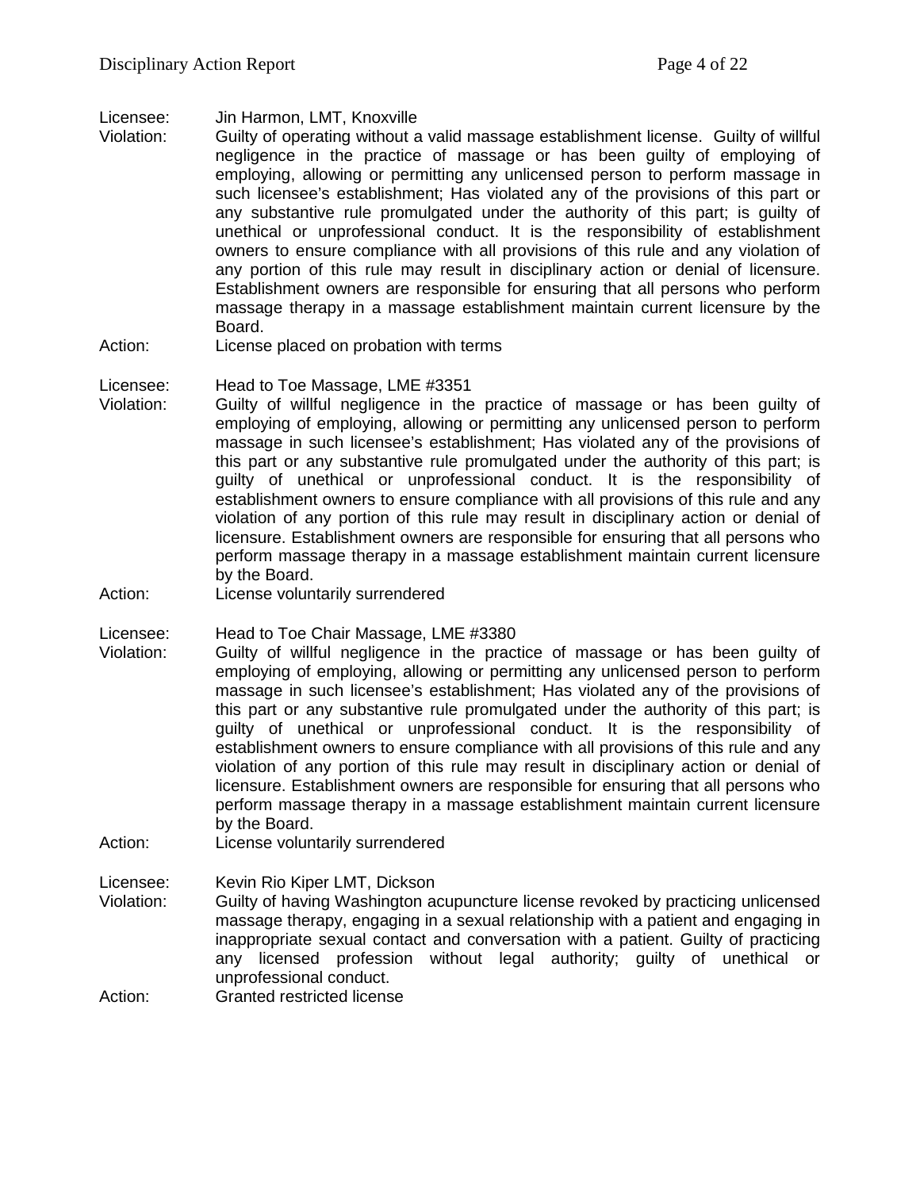Licensee: Jin Harmon, LMT, Knoxville

Violation: Guilty of operating without a valid massage establishment license. Guilty of willful negligence in the practice of massage or has been guilty of employing of employing, allowing or permitting any unlicensed person to perform massage in such licensee's establishment; Has violated any of the provisions of this part or any substantive rule promulgated under the authority of this part; is guilty of unethical or unprofessional conduct. It is the responsibility of establishment owners to ensure compliance with all provisions of this rule and any violation of any portion of this rule may result in disciplinary action or denial of licensure. Establishment owners are responsible for ensuring that all persons who perform massage therapy in a massage establishment maintain current licensure by the Board.

Action: License placed on probation with terms

Licensee: Head to Toe Massage, LME #3351

Violation: Guilty of willful negligence in the practice of massage or has been guilty of employing of employing, allowing or permitting any unlicensed person to perform massage in such licensee's establishment; Has violated any of the provisions of this part or any substantive rule promulgated under the authority of this part; is guilty of unethical or unprofessional conduct. It is the responsibility of establishment owners to ensure compliance with all provisions of this rule and any violation of any portion of this rule may result in disciplinary action or denial of licensure. Establishment owners are responsible for ensuring that all persons who perform massage therapy in a massage establishment maintain current licensure by the Board.

Action: License voluntarily surrendered

Licensee: Head to Toe Chair Massage, LME #3380

Violation: Guilty of willful negligence in the practice of massage or has been guilty of employing of employing, allowing or permitting any unlicensed person to perform massage in such licensee's establishment; Has violated any of the provisions of this part or any substantive rule promulgated under the authority of this part; is guilty of unethical or unprofessional conduct. It is the responsibility of establishment owners to ensure compliance with all provisions of this rule and any violation of any portion of this rule may result in disciplinary action or denial of licensure. Establishment owners are responsible for ensuring that all persons who perform massage therapy in a massage establishment maintain current licensure by the Board.

Action: License voluntarily surrendered

Licensee: Kevin Rio Kiper LMT, Dickson

Violation: Guilty of having Washington acupuncture license revoked by practicing unlicensed massage therapy, engaging in a sexual relationship with a patient and engaging in inappropriate sexual contact and conversation with a patient. Guilty of practicing any licensed profession without legal authority; guilty of unethical or unprofessional conduct.

Action: Granted restricted license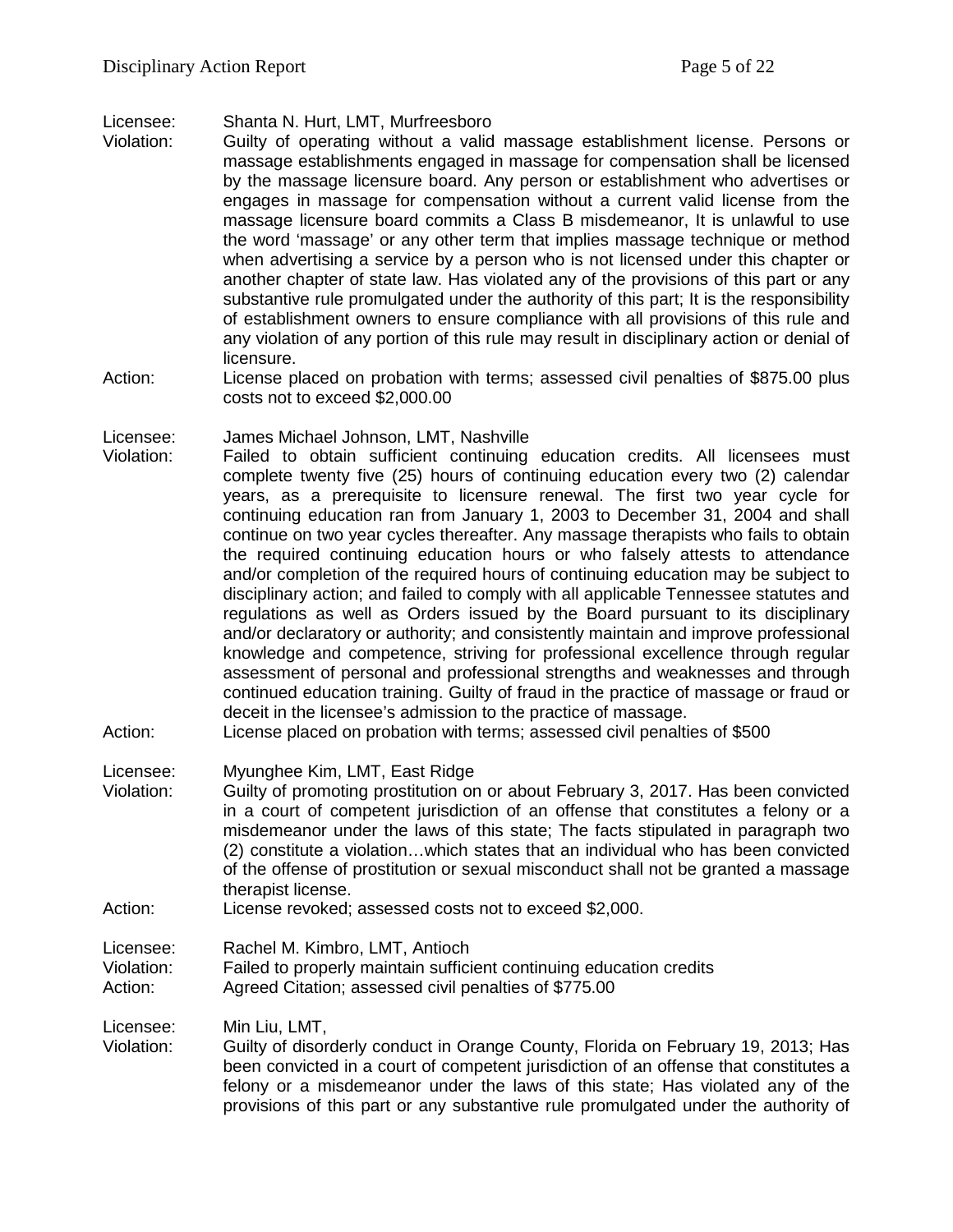Licensee: Shanta N. Hurt, LMT, Murfreesboro
Violation: Guilty of operating without a valid massage establishment license. Persons or massage establishments engaged in massage for compensation shall be licensed by the massage licensure board. Any person or establishment who advertises or engages in massage for compensation without a current valid license from the massage licensure board commits a Class B misdemeanor, It is unlawful to use the word 'massage' or any other term that implies massage technique or method when advertising a service by a person who is not licensed under this chapter or another chapter of state law. Has violated any of the provisions of this part or any substantive rule promulgated under the authority of this part; It is the responsibility of establishment owners to ensure compliance with all provisions of this rule and any violation of any portion of this rule may result in disciplinary action or denial of licensure.
Action: License placed on probation with terms; assessed civil penalties of $875.00 plus costs not to exceed $2,000.00

Licensee: James Michael Johnson, LMT, Nashville
Violation: Failed to obtain sufficient continuing education credits. All licensees must complete twenty five (25) hours of continuing education every two (2) calendar years, as a prerequisite to licensure renewal. The first two year cycle for continuing education ran from January 1, 2003 to December 31, 2004 and shall continue on two year cycles thereafter. Any massage therapists who fails to obtain the required continuing education hours or who falsely attests to attendance and/or completion of the required hours of continuing education may be subject to disciplinary action; and failed to comply with all applicable Tennessee statutes and regulations as well as Orders issued by the Board pursuant to its disciplinary and/or declaratory or authority; and consistently maintain and improve professional knowledge and competence, striving for professional excellence through regular assessment of personal and professional strengths and weaknesses and through continued education training. Guilty of fraud in the practice of massage or fraud or deceit in the licensee's admission to the practice of massage.
Action: License placed on probation with terms; assessed civil penalties of $500

Licensee: Myunghee Kim, LMT, East Ridge
Violation: Guilty of promoting prostitution on or about February 3, 2017. Has been convicted in a court of competent jurisdiction of an offense that constitutes a felony or a misdemeanor under the laws of this state; The facts stipulated in paragraph two (2) constitute a violation…which states that an individual who has been convicted of the offense of prostitution or sexual misconduct shall not be granted a massage therapist license.
Action: License revoked; assessed costs not to exceed $2,000.

Licensee: Rachel M. Kimbro, LMT, Antioch
Violation: Failed to properly maintain sufficient continuing education credits
Action: Agreed Citation; assessed civil penalties of $775.00

Licensee: Min Liu, LMT,
Violation: Guilty of disorderly conduct in Orange County, Florida on February 19, 2013; Has been convicted in a court of competent jurisdiction of an offense that constitutes a felony or a misdemeanor under the laws of this state; Has violated any of the provisions of this part or any substantive rule promulgated under the authority of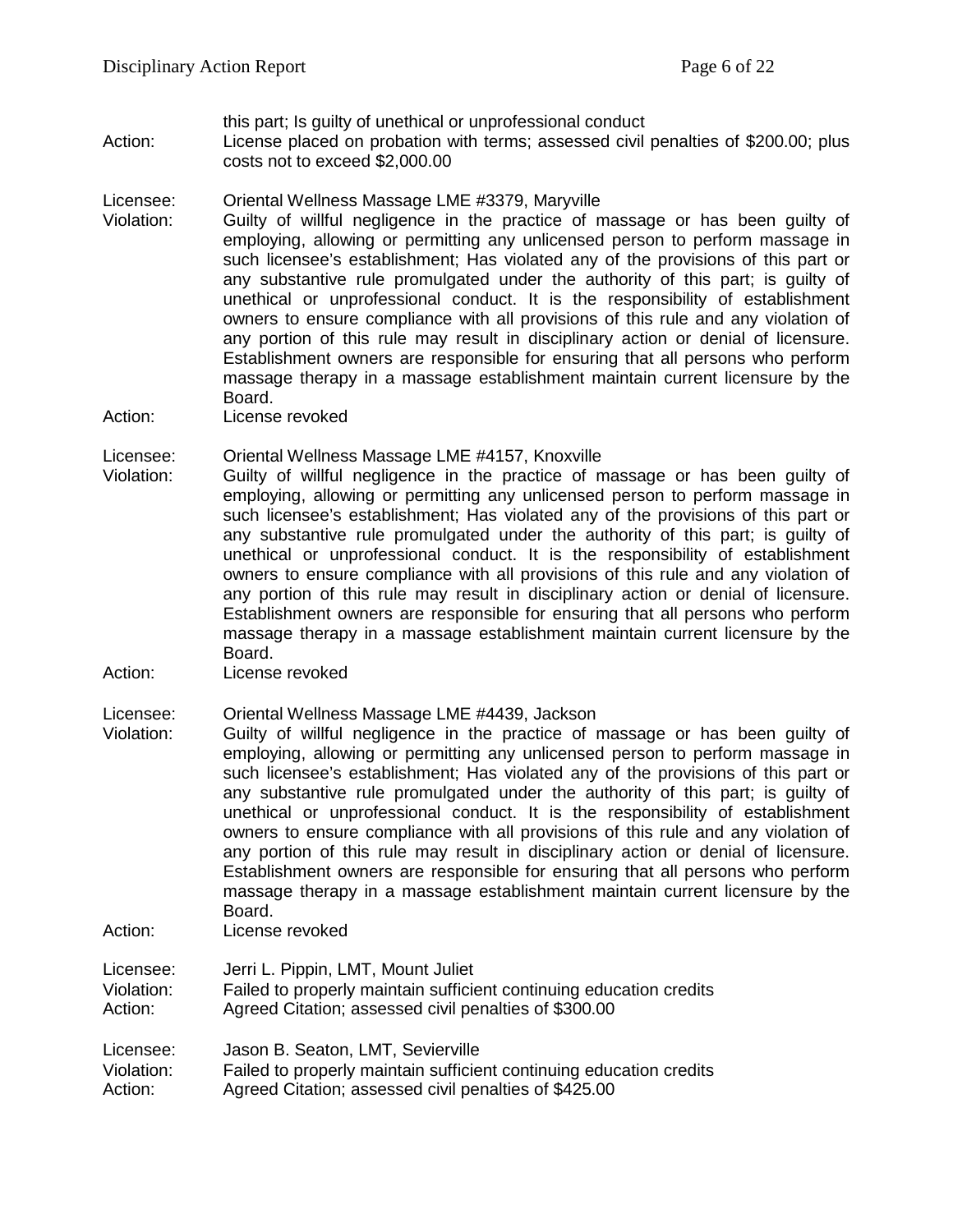this part; Is guilty of unethical or unprofessional conduct

Action: License placed on probation with terms; assessed civil penalties of $200.00; plus costs not to exceed $2,000.00

Licensee: Oriental Wellness Massage LME #3379, Maryville

Violation: Guilty of willful negligence in the practice of massage or has been guilty of employing, allowing or permitting any unlicensed person to perform massage in such licensee's establishment; Has violated any of the provisions of this part or any substantive rule promulgated under the authority of this part; is guilty of unethical or unprofessional conduct. It is the responsibility of establishment owners to ensure compliance with all provisions of this rule and any violation of any portion of this rule may result in disciplinary action or denial of licensure. Establishment owners are responsible for ensuring that all persons who perform massage therapy in a massage establishment maintain current licensure by the Board.

Action: License revoked

Licensee: Oriental Wellness Massage LME #4157, Knoxville

Violation: Guilty of willful negligence in the practice of massage or has been guilty of employing, allowing or permitting any unlicensed person to perform massage in such licensee's establishment; Has violated any of the provisions of this part or any substantive rule promulgated under the authority of this part; is guilty of unethical or unprofessional conduct. It is the responsibility of establishment owners to ensure compliance with all provisions of this rule and any violation of any portion of this rule may result in disciplinary action or denial of licensure. Establishment owners are responsible for ensuring that all persons who perform massage therapy in a massage establishment maintain current licensure by the Board.

Action: License revoked

Licensee: Oriental Wellness Massage LME #4439, Jackson

Violation: Guilty of willful negligence in the practice of massage or has been guilty of employing, allowing or permitting any unlicensed person to perform massage in such licensee's establishment; Has violated any of the provisions of this part or any substantive rule promulgated under the authority of this part; is guilty of unethical or unprofessional conduct. It is the responsibility of establishment owners to ensure compliance with all provisions of this rule and any violation of any portion of this rule may result in disciplinary action or denial of licensure. Establishment owners are responsible for ensuring that all persons who perform massage therapy in a massage establishment maintain current licensure by the Board.

Action: License revoked

Licensee: Jerri L. Pippin, LMT, Mount Juliet

Violation: Failed to properly maintain sufficient continuing education credits

Action: Agreed Citation; assessed civil penalties of $300.00

Licensee: Jason B. Seaton, LMT, Sevierville

Violation: Failed to properly maintain sufficient continuing education credits

Action: Agreed Citation; assessed civil penalties of $425.00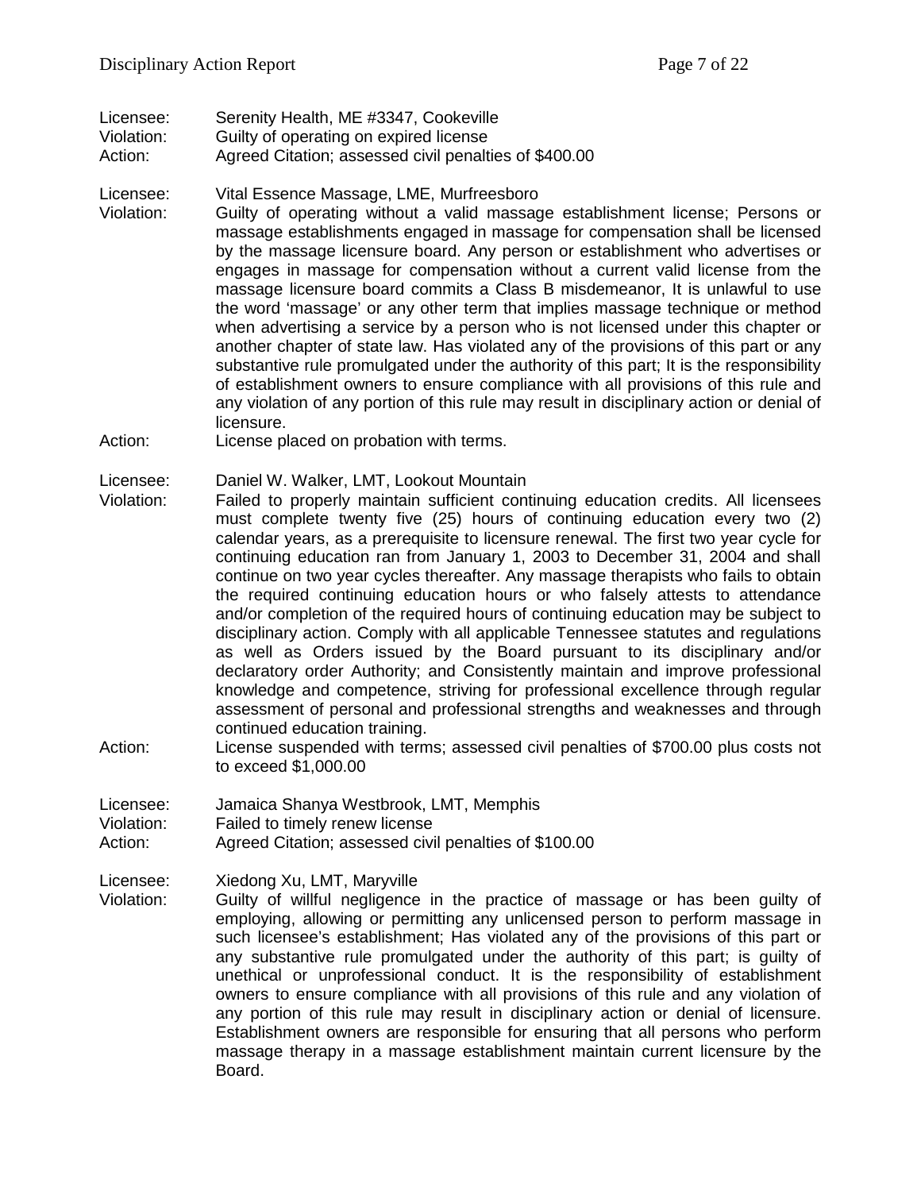Licensee: Serenity Health, ME #3347, Cookeville
Violation: Guilty of operating on expired license
Action: Agreed Citation; assessed civil penalties of $400.00

Licensee: Vital Essence Massage, LME, Murfreesboro
Violation: Guilty of operating without a valid massage establishment license; Persons or massage establishments engaged in massage for compensation shall be licensed by the massage licensure board. Any person or establishment who advertises or engages in massage for compensation without a current valid license from the massage licensure board commits a Class B misdemeanor, It is unlawful to use the word 'massage' or any other term that implies massage technique or method when advertising a service by a person who is not licensed under this chapter or another chapter of state law. Has violated any of the provisions of this part or any substantive rule promulgated under the authority of this part; It is the responsibility of establishment owners to ensure compliance with all provisions of this rule and any violation of any portion of this rule may result in disciplinary action or denial of licensure.
Action: License placed on probation with terms.

Licensee: Daniel W. Walker, LMT, Lookout Mountain
Violation: Failed to properly maintain sufficient continuing education credits. All licensees must complete twenty five (25) hours of continuing education every two (2) calendar years, as a prerequisite to licensure renewal. The first two year cycle for continuing education ran from January 1, 2003 to December 31, 2004 and shall continue on two year cycles thereafter. Any massage therapists who fails to obtain the required continuing education hours or who falsely attests to attendance and/or completion of the required hours of continuing education may be subject to disciplinary action. Comply with all applicable Tennessee statutes and regulations as well as Orders issued by the Board pursuant to its disciplinary and/or declaratory order Authority; and Consistently maintain and improve professional knowledge and competence, striving for professional excellence through regular assessment of personal and professional strengths and weaknesses and through continued education training.
Action: License suspended with terms; assessed civil penalties of $700.00 plus costs not to exceed $1,000.00

Licensee: Jamaica Shanya Westbrook, LMT, Memphis
Violation: Failed to timely renew license
Action: Agreed Citation; assessed civil penalties of $100.00

Licensee: Xiedong Xu, LMT, Maryville
Violation: Guilty of willful negligence in the practice of massage or has been guilty of employing, allowing or permitting any unlicensed person to perform massage in such licensee's establishment; Has violated any of the provisions of this part or any substantive rule promulgated under the authority of this part; is guilty of unethical or unprofessional conduct. It is the responsibility of establishment owners to ensure compliance with all provisions of this rule and any violation of any portion of this rule may result in disciplinary action or denial of licensure. Establishment owners are responsible for ensuring that all persons who perform massage therapy in a massage establishment maintain current licensure by the Board.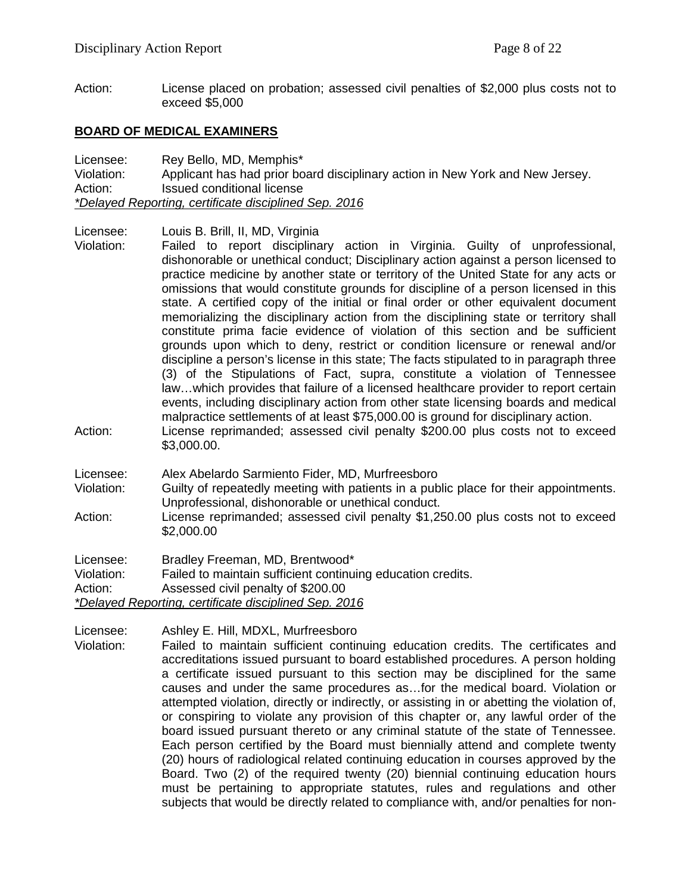Action: License placed on probation; assessed civil penalties of $2,000 plus costs not to exceed $5,000

**BOARD OF MEDICAL EXAMINERS**

Licensee: Rey Bello, MD, Memphis*
Violation: Applicant has had prior board disciplinary action in New York and New Jersey.
Action: Issued conditional license
*\*Delayed Reporting, certificate disciplined Sep. 2016*

Licensee: Louis B. Brill, II, MD, Virginia
Violation: Failed to report disciplinary action in Virginia. Guilty of unprofessional, dishonorable or unethical conduct; Disciplinary action against a person licensed to practice medicine by another state or territory of the United State for any acts or omissions that would constitute grounds for discipline of a person licensed in this state. A certified copy of the initial or final order or other equivalent document memorializing the disciplinary action from the disciplining state or territory shall constitute prima facie evidence of violation of this section and be sufficient grounds upon which to deny, restrict or condition licensure or renewal and/or discipline a person's license in this state; The facts stipulated to in paragraph three (3) of the Stipulations of Fact, supra, constitute a violation of Tennessee law…which provides that failure of a licensed healthcare provider to report certain events, including disciplinary action from other state licensing boards and medical malpractice settlements of at least $75,000.00 is ground for disciplinary action.
Action: License reprimanded; assessed civil penalty $200.00 plus costs not to exceed $3,000.00.

Licensee: Alex Abelardo Sarmiento Fider, MD, Murfreesboro
Violation: Guilty of repeatedly meeting with patients in a public place for their appointments. Unprofessional, dishonorable or unethical conduct.
Action: License reprimanded; assessed civil penalty $1,250.00 plus costs not to exceed $2,000.00

Licensee: Bradley Freeman, MD, Brentwood*
Violation: Failed to maintain sufficient continuing education credits.
Action: Assessed civil penalty of $200.00
*\*Delayed Reporting, certificate disciplined Sep. 2016*

Licensee: Ashley E. Hill, MDXL, Murfreesboro
Violation: Failed to maintain sufficient continuing education credits. The certificates and accreditations issued pursuant to board established procedures. A person holding a certificate issued pursuant to this section may be disciplined for the same causes and under the same procedures as…for the medical board. Violation or attempted violation, directly or indirectly, or assisting in or abetting the violation of, or conspiring to violate any provision of this chapter or, any lawful order of the board issued pursuant thereto or any criminal statute of the state of Tennessee. Each person certified by the Board must biennially attend and complete twenty (20) hours of radiological related continuing education in courses approved by the Board. Two (2) of the required twenty (20) biennial continuing education hours must be pertaining to appropriate statutes, rules and regulations and other subjects that would be directly related to compliance with, and/or penalties for non-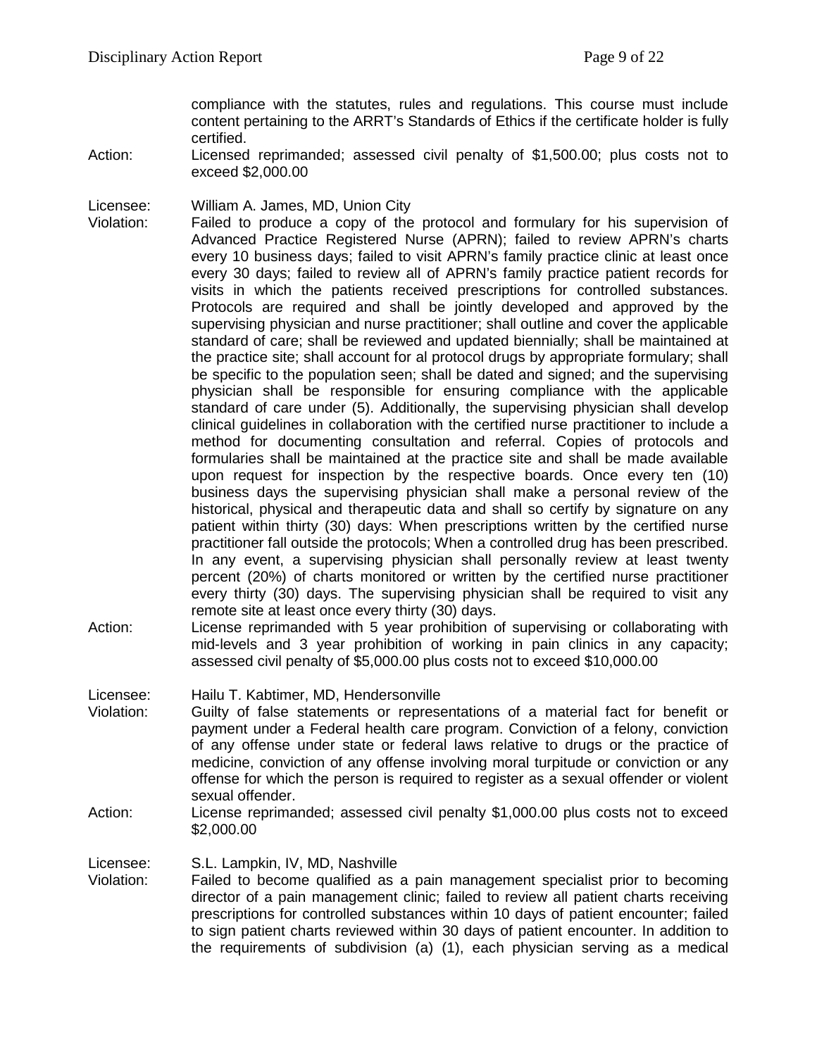compliance with the statutes, rules and regulations. This course must include content pertaining to the ARRT's Standards of Ethics if the certificate holder is fully certified.

Action: Licensed reprimanded; assessed civil penalty of $1,500.00; plus costs not to exceed $2,000.00

Licensee: William A. James, MD, Union City

Violation: Failed to produce a copy of the protocol and formulary for his supervision of Advanced Practice Registered Nurse (APRN); failed to review APRN's charts every 10 business days; failed to visit APRN's family practice clinic at least once every 30 days; failed to review all of APRN's family practice patient records for visits in which the patients received prescriptions for controlled substances. Protocols are required and shall be jointly developed and approved by the supervising physician and nurse practitioner; shall outline and cover the applicable standard of care; shall be reviewed and updated biennially; shall be maintained at the practice site; shall account for al protocol drugs by appropriate formulary; shall be specific to the population seen; shall be dated and signed; and the supervising physician shall be responsible for ensuring compliance with the applicable standard of care under (5). Additionally, the supervising physician shall develop clinical guidelines in collaboration with the certified nurse practitioner to include a method for documenting consultation and referral. Copies of protocols and formularies shall be maintained at the practice site and shall be made available upon request for inspection by the respective boards. Once every ten (10) business days the supervising physician shall make a personal review of the historical, physical and therapeutic data and shall so certify by signature on any patient within thirty (30) days: When prescriptions written by the certified nurse practitioner fall outside the protocols; When a controlled drug has been prescribed. In any event, a supervising physician shall personally review at least twenty percent (20%) of charts monitored or written by the certified nurse practitioner every thirty (30) days. The supervising physician shall be required to visit any remote site at least once every thirty (30) days.

Action: License reprimanded with 5 year prohibition of supervising or collaborating with mid-levels and 3 year prohibition of working in pain clinics in any capacity; assessed civil penalty of $5,000.00 plus costs not to exceed $10,000.00

Licensee: Hailu T. Kabtimer, MD, Hendersonville

Violation: Guilty of false statements or representations of a material fact for benefit or payment under a Federal health care program. Conviction of a felony, conviction of any offense under state or federal laws relative to drugs or the practice of medicine, conviction of any offense involving moral turpitude or conviction or any offense for which the person is required to register as a sexual offender or violent sexual offender.

Action: License reprimanded; assessed civil penalty $1,000.00 plus costs not to exceed $2,000.00

Licensee: S.L. Lampkin, IV, MD, Nashville

Violation: Failed to become qualified as a pain management specialist prior to becoming director of a pain management clinic; failed to review all patient charts receiving prescriptions for controlled substances within 10 days of patient encounter; failed to sign patient charts reviewed within 30 days of patient encounter. In addition to the requirements of subdivision (a) (1), each physician serving as a medical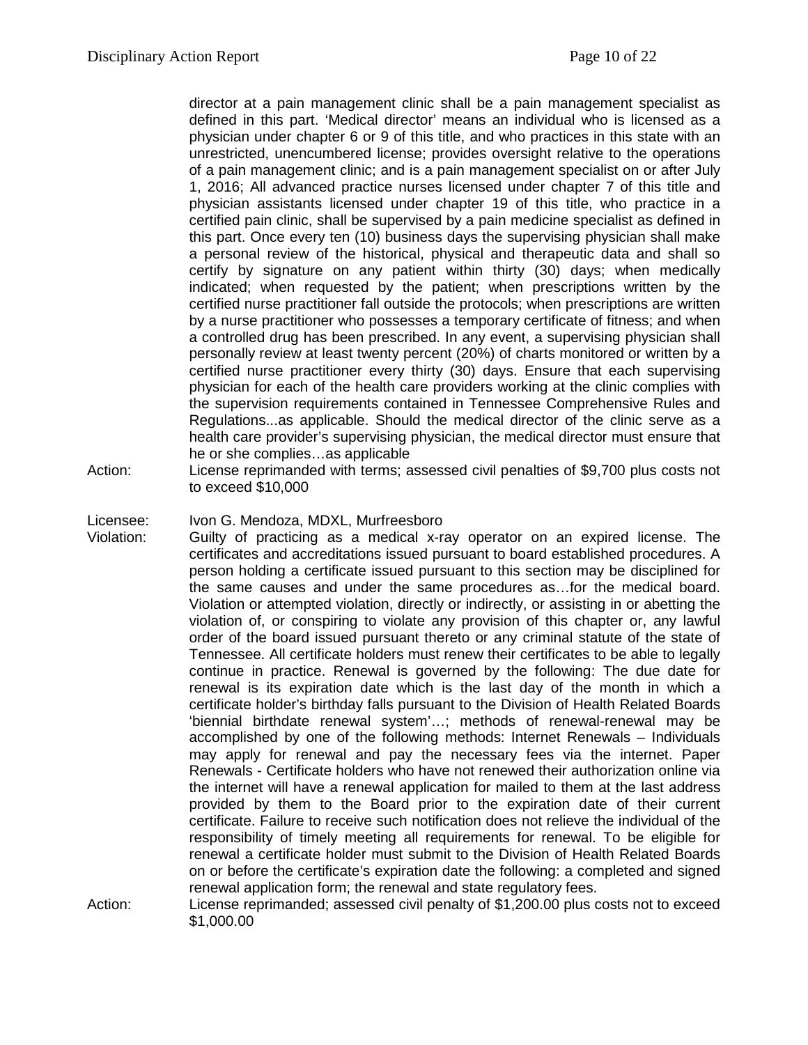director at a pain management clinic shall be a pain management specialist as defined in this part. 'Medical director' means an individual who is licensed as a physician under chapter 6 or 9 of this title, and who practices in this state with an unrestricted, unencumbered license; provides oversight relative to the operations of a pain management clinic; and is a pain management specialist on or after July 1, 2016; All advanced practice nurses licensed under chapter 7 of this title and physician assistants licensed under chapter 19 of this title, who practice in a certified pain clinic, shall be supervised by a pain medicine specialist as defined in this part. Once every ten (10) business days the supervising physician shall make a personal review of the historical, physical and therapeutic data and shall so certify by signature on any patient within thirty (30) days; when medically indicated; when requested by the patient; when prescriptions written by the certified nurse practitioner fall outside the protocols; when prescriptions are written by a nurse practitioner who possesses a temporary certificate of fitness; and when a controlled drug has been prescribed. In any event, a supervising physician shall personally review at least twenty percent (20%) of charts monitored or written by a certified nurse practitioner every thirty (30) days. Ensure that each supervising physician for each of the health care providers working at the clinic complies with the supervision requirements contained in Tennessee Comprehensive Rules and Regulations...as applicable. Should the medical director of the clinic serve as a health care provider's supervising physician, the medical director must ensure that he or she complies…as applicable

Action: License reprimanded with terms; assessed civil penalties of $9,700 plus costs not to exceed $10,000

Licensee: Ivon G. Mendoza, MDXL, Murfreesboro

Violation: Guilty of practicing as a medical x-ray operator on an expired license. The certificates and accreditations issued pursuant to board established procedures. A person holding a certificate issued pursuant to this section may be disciplined for the same causes and under the same procedures as…for the medical board. Violation or attempted violation, directly or indirectly, or assisting in or abetting the violation of, or conspiring to violate any provision of this chapter or, any lawful order of the board issued pursuant thereto or any criminal statute of the state of Tennessee. All certificate holders must renew their certificates to be able to legally continue in practice. Renewal is governed by the following: The due date for renewal is its expiration date which is the last day of the month in which a certificate holder's birthday falls pursuant to the Division of Health Related Boards 'biennial birthdate renewal system'…; methods of renewal-renewal may be accomplished by one of the following methods: Internet Renewals – Individuals may apply for renewal and pay the necessary fees via the internet. Paper Renewals - Certificate holders who have not renewed their authorization online via the internet will have a renewal application for mailed to them at the last address provided by them to the Board prior to the expiration date of their current certificate. Failure to receive such notification does not relieve the individual of the responsibility of timely meeting all requirements for renewal. To be eligible for renewal a certificate holder must submit to the Division of Health Related Boards on or before the certificate's expiration date the following: a completed and signed renewal application form; the renewal and state regulatory fees.

Action: License reprimanded; assessed civil penalty of $1,200.00 plus costs not to exceed $1,000.00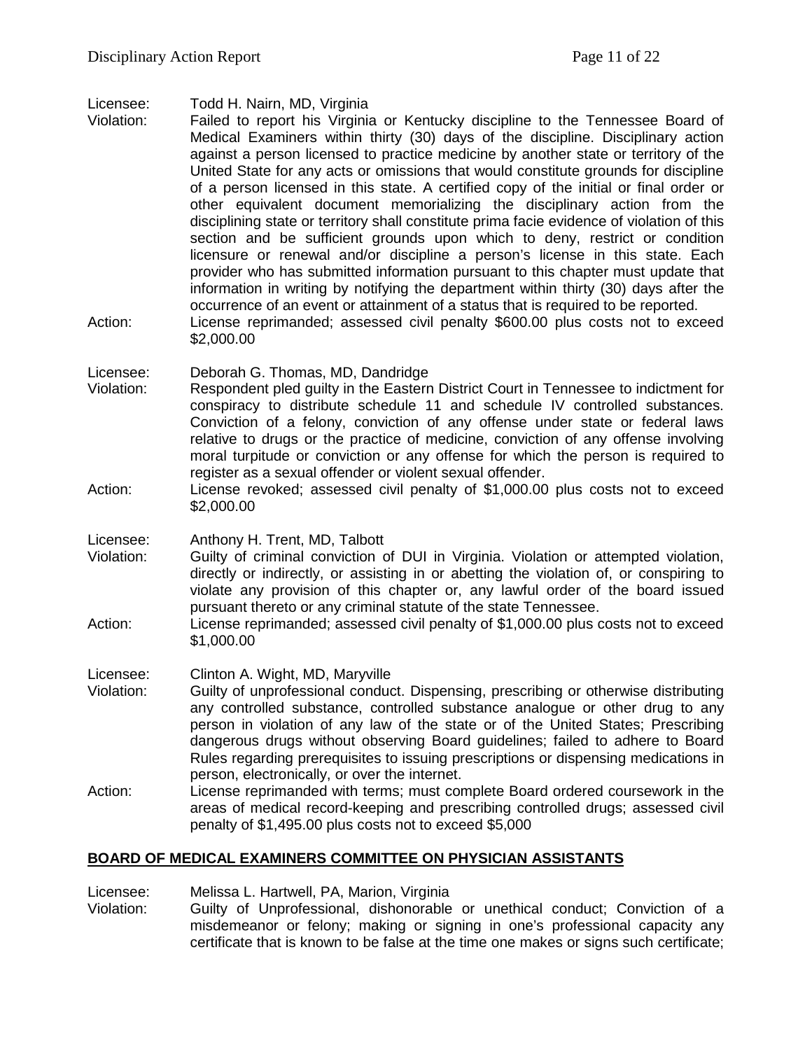Licensee: Todd H. Nairn, MD, Virginia

Violation: Failed to report his Virginia or Kentucky discipline to the Tennessee Board of Medical Examiners within thirty (30) days of the discipline. Disciplinary action against a person licensed to practice medicine by another state or territory of the United State for any acts or omissions that would constitute grounds for discipline of a person licensed in this state. A certified copy of the initial or final order or other equivalent document memorializing the disciplinary action from the disciplining state or territory shall constitute prima facie evidence of violation of this section and be sufficient grounds upon which to deny, restrict or condition licensure or renewal and/or discipline a person's license in this state. Each provider who has submitted information pursuant to this chapter must update that information in writing by notifying the department within thirty (30) days after the occurrence of an event or attainment of a status that is required to be reported.

Action: License reprimanded; assessed civil penalty $600.00 plus costs not to exceed $2,000.00

Licensee: Deborah G. Thomas, MD, Dandridge

Violation: Respondent pled guilty in the Eastern District Court in Tennessee to indictment for conspiracy to distribute schedule 11 and schedule IV controlled substances. Conviction of a felony, conviction of any offense under state or federal laws relative to drugs or the practice of medicine, conviction of any offense involving moral turpitude or conviction or any offense for which the person is required to register as a sexual offender or violent sexual offender.

Action: License revoked; assessed civil penalty of $1,000.00 plus costs not to exceed $2,000.00

Licensee: Anthony H. Trent, MD, Talbott

Violation: Guilty of criminal conviction of DUI in Virginia. Violation or attempted violation, directly or indirectly, or assisting in or abetting the violation of, or conspiring to violate any provision of this chapter or, any lawful order of the board issued pursuant thereto or any criminal statute of the state Tennessee.

Action: License reprimanded; assessed civil penalty of $1,000.00 plus costs not to exceed $1,000.00

Licensee: Clinton A. Wight, MD, Maryville

Violation: Guilty of unprofessional conduct. Dispensing, prescribing or otherwise distributing any controlled substance, controlled substance analogue or other drug to any person in violation of any law of the state or of the United States; Prescribing dangerous drugs without observing Board guidelines; failed to adhere to Board Rules regarding prerequisites to issuing prescriptions or dispensing medications in person, electronically, or over the internet.

Action: License reprimanded with terms; must complete Board ordered coursework in the areas of medical record-keeping and prescribing controlled drugs; assessed civil penalty of $1,495.00 plus costs not to exceed $5,000

## BOARD OF MEDICAL EXAMINERS COMMITTEE ON PHYSICIAN ASSISTANTS

Licensee: Melissa L. Hartwell, PA, Marion, Virginia

Violation: Guilty of Unprofessional, dishonorable or unethical conduct; Conviction of a misdemeanor or felony; making or signing in one's professional capacity any certificate that is known to be false at the time one makes or signs such certificate;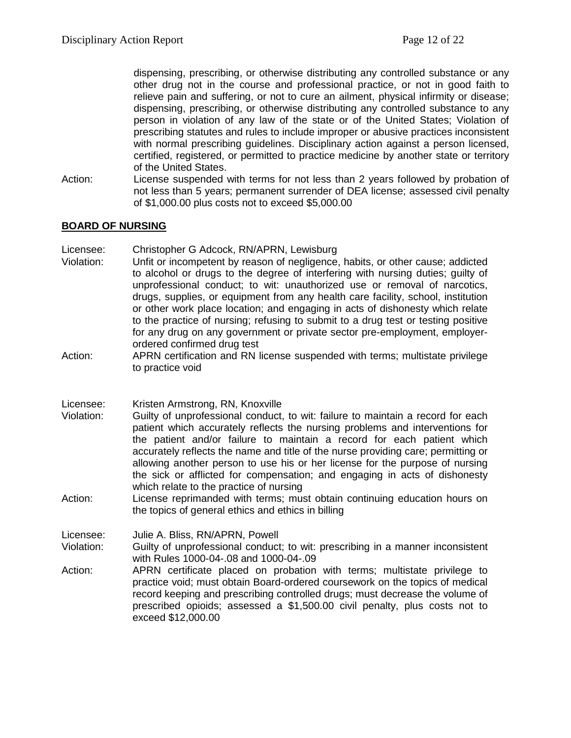dispensing, prescribing, or otherwise distributing any controlled substance or any other drug not in the course and professional practice, or not in good faith to relieve pain and suffering, or not to cure an ailment, physical infirmity or disease; dispensing, prescribing, or otherwise distributing any controlled substance to any person in violation of any law of the state or of the United States; Violation of prescribing statutes and rules to include improper or abusive practices inconsistent with normal prescribing guidelines. Disciplinary action against a person licensed, certified, registered, or permitted to practice medicine by another state or territory of the United States.

Action: License suspended with terms for not less than 2 years followed by probation of not less than 5 years; permanent surrender of DEA license; assessed civil penalty of $1,000.00 plus costs not to exceed $5,000.00

## BOARD OF NURSING

Licensee: Christopher G Adcock, RN/APRN, Lewisburg

Violation: Unfit or incompetent by reason of negligence, habits, or other cause; addicted to alcohol or drugs to the degree of interfering with nursing duties; guilty of unprofessional conduct; to wit: unauthorized use or removal of narcotics, drugs, supplies, or equipment from any health care facility, school, institution or other work place location; and engaging in acts of dishonesty which relate to the practice of nursing; refusing to submit to a drug test or testing positive for any drug on any government or private sector pre-employment, employer-ordered confirmed drug test

Action: APRN certification and RN license suspended with terms; multistate privilege to practice void

Licensee: Kristen Armstrong, RN, Knoxville

Violation: Guilty of unprofessional conduct, to wit: failure to maintain a record for each patient which accurately reflects the nursing problems and interventions for the patient and/or failure to maintain a record for each patient which accurately reflects the name and title of the nurse providing care; permitting or allowing another person to use his or her license for the purpose of nursing the sick or afflicted for compensation; and engaging in acts of dishonesty which relate to the practice of nursing

Action: License reprimanded with terms; must obtain continuing education hours on the topics of general ethics and ethics in billing

Licensee: Julie A. Bliss, RN/APRN, Powell

Violation: Guilty of unprofessional conduct; to wit: prescribing in a manner inconsistent with Rules 1000-04-.08 and 1000-04-.09

Action: APRN certificate placed on probation with terms; multistate privilege to practice void; must obtain Board-ordered coursework on the topics of medical record keeping and prescribing controlled drugs; must decrease the volume of prescribed opioids; assessed a $1,500.00 civil penalty, plus costs not to exceed $12,000.00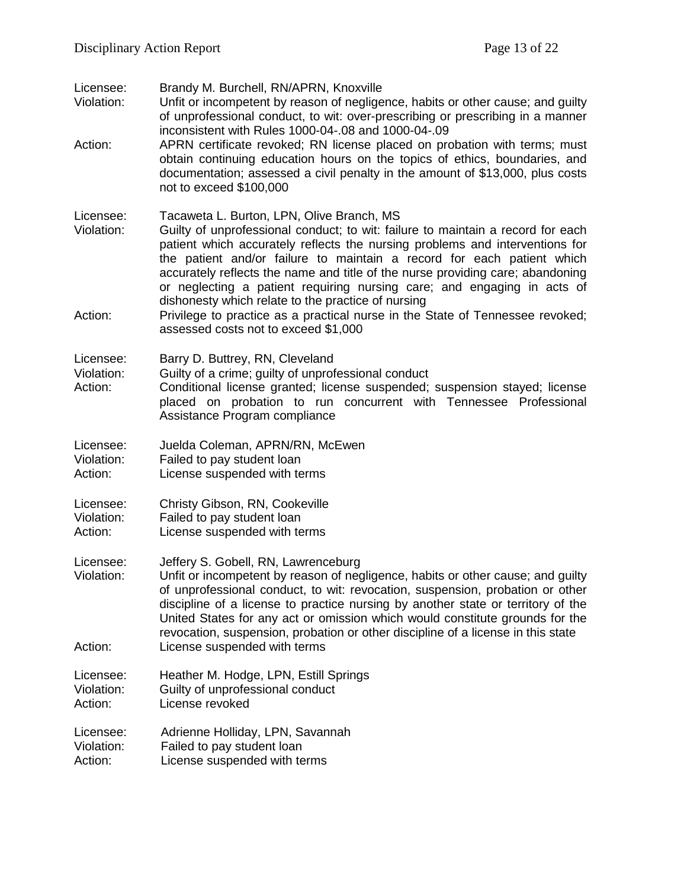Licensee: Brandy M. Burchell, RN/APRN, Knoxville
Violation: Unfit or incompetent by reason of negligence, habits or other cause; and guilty of unprofessional conduct, to wit: over-prescribing or prescribing in a manner inconsistent with Rules 1000-04-.08 and 1000-04-.09
Action: APRN certificate revoked; RN license placed on probation with terms; must obtain continuing education hours on the topics of ethics, boundaries, and documentation; assessed a civil penalty in the amount of $13,000, plus costs not to exceed $100,000

Licensee: Tacaweta L. Burton, LPN, Olive Branch, MS
Violation: Guilty of unprofessional conduct; to wit: failure to maintain a record for each patient which accurately reflects the nursing problems and interventions for the patient and/or failure to maintain a record for each patient which accurately reflects the name and title of the nurse providing care; abandoning or neglecting a patient requiring nursing care; and engaging in acts of dishonesty which relate to the practice of nursing
Action: Privilege to practice as a practical nurse in the State of Tennessee revoked; assessed costs not to exceed $1,000

Licensee: Barry D. Buttrey, RN, Cleveland
Violation: Guilty of a crime; guilty of unprofessional conduct
Action: Conditional license granted; license suspended; suspension stayed; license placed on probation to run concurrent with Tennessee Professional Assistance Program compliance

Licensee: Juelda Coleman, APRN/RN, McEwen
Violation: Failed to pay student loan
Action: License suspended with terms

Licensee: Christy Gibson, RN, Cookeville
Violation: Failed to pay student loan
Action: License suspended with terms

Licensee: Jeffery S. Gobell, RN, Lawrenceburg
Violation: Unfit or incompetent by reason of negligence, habits or other cause; and guilty of unprofessional conduct, to wit: revocation, suspension, probation or other discipline of a license to practice nursing by another state or territory of the United States for any act or omission which would constitute grounds for the revocation, suspension, probation or other discipline of a license in this state
Action: License suspended with terms

Licensee: Heather M. Hodge, LPN, Estill Springs
Violation: Guilty of unprofessional conduct
Action: License revoked

Licensee: Adrienne Holliday, LPN, Savannah
Violation: Failed to pay student loan
Action: License suspended with terms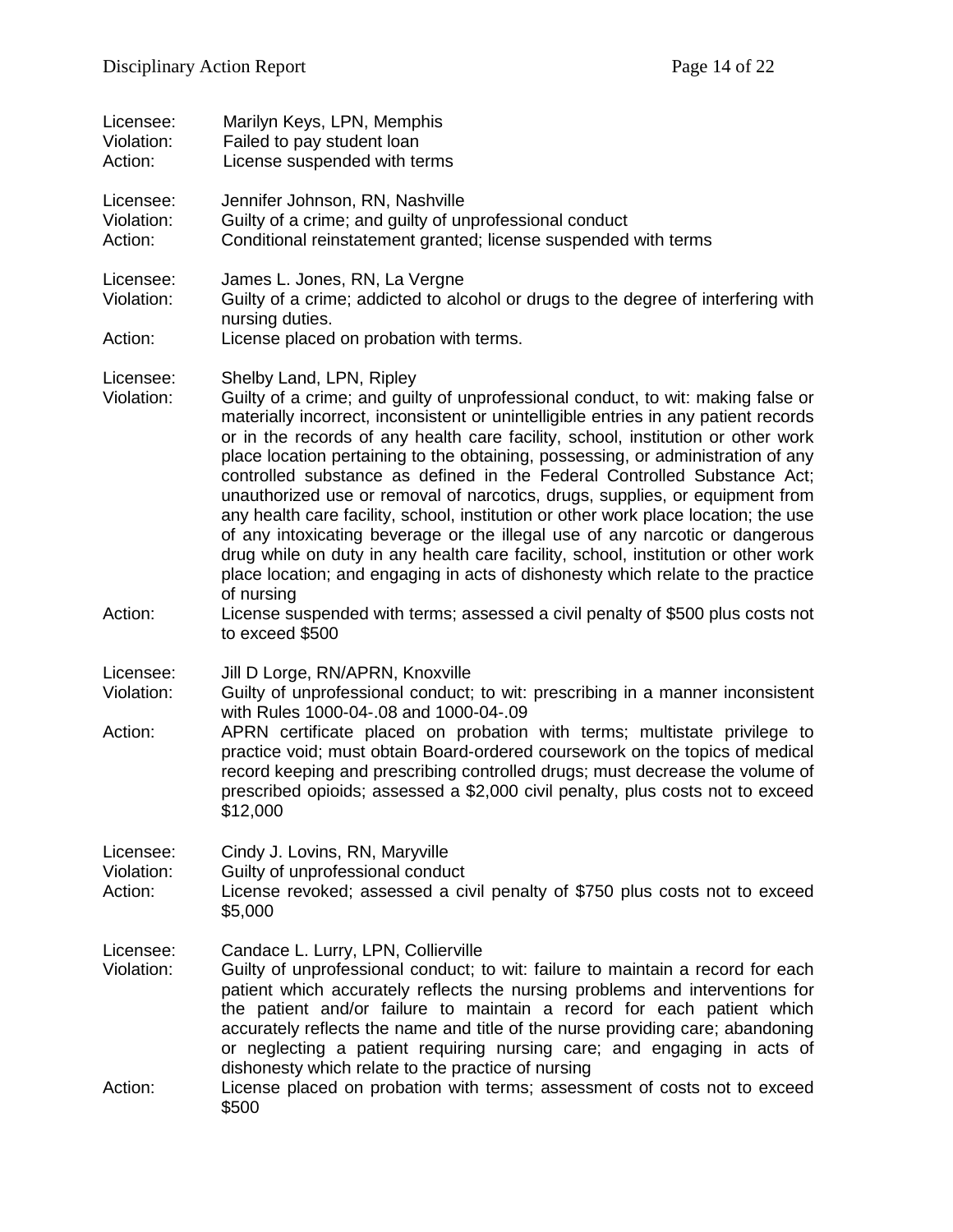Licensee: Marilyn Keys, LPN, Memphis
Violation: Failed to pay student loan
Action: License suspended with terms

Licensee: Jennifer Johnson, RN, Nashville
Violation: Guilty of a crime; and guilty of unprofessional conduct
Action: Conditional reinstatement granted; license suspended with terms

Licensee: James L. Jones, RN, La Vergne
Violation: Guilty of a crime; addicted to alcohol or drugs to the degree of interfering with nursing duties.
Action: License placed on probation with terms.

Licensee: Shelby Land, LPN, Ripley
Violation: Guilty of a crime; and guilty of unprofessional conduct, to wit: making false or materially incorrect, inconsistent or unintelligible entries in any patient records or in the records of any health care facility, school, institution or other work place location pertaining to the obtaining, possessing, or administration of any controlled substance as defined in the Federal Controlled Substance Act; unauthorized use or removal of narcotics, drugs, supplies, or equipment from any health care facility, school, institution or other work place location; the use of any intoxicating beverage or the illegal use of any narcotic or dangerous drug while on duty in any health care facility, school, institution or other work place location; and engaging in acts of dishonesty which relate to the practice of nursing
Action: License suspended with terms; assessed a civil penalty of $500 plus costs not to exceed $500

Licensee: Jill D Lorge, RN/APRN, Knoxville
Violation: Guilty of unprofessional conduct; to wit: prescribing in a manner inconsistent with Rules 1000-04-.08 and 1000-04-.09
Action: APRN certificate placed on probation with terms; multistate privilege to practice void; must obtain Board-ordered coursework on the topics of medical record keeping and prescribing controlled drugs; must decrease the volume of prescribed opioids; assessed a $2,000 civil penalty, plus costs not to exceed $12,000

Licensee: Cindy J. Lovins, RN, Maryville
Violation: Guilty of unprofessional conduct
Action: License revoked; assessed a civil penalty of $750 plus costs not to exceed $5,000

Licensee: Candace L. Lurry, LPN, Collierville
Violation: Guilty of unprofessional conduct; to wit: failure to maintain a record for each patient which accurately reflects the nursing problems and interventions for the patient and/or failure to maintain a record for each patient which accurately reflects the name and title of the nurse providing care; abandoning or neglecting a patient requiring nursing care; and engaging in acts of dishonesty which relate to the practice of nursing
Action: License placed on probation with terms; assessment of costs not to exceed $500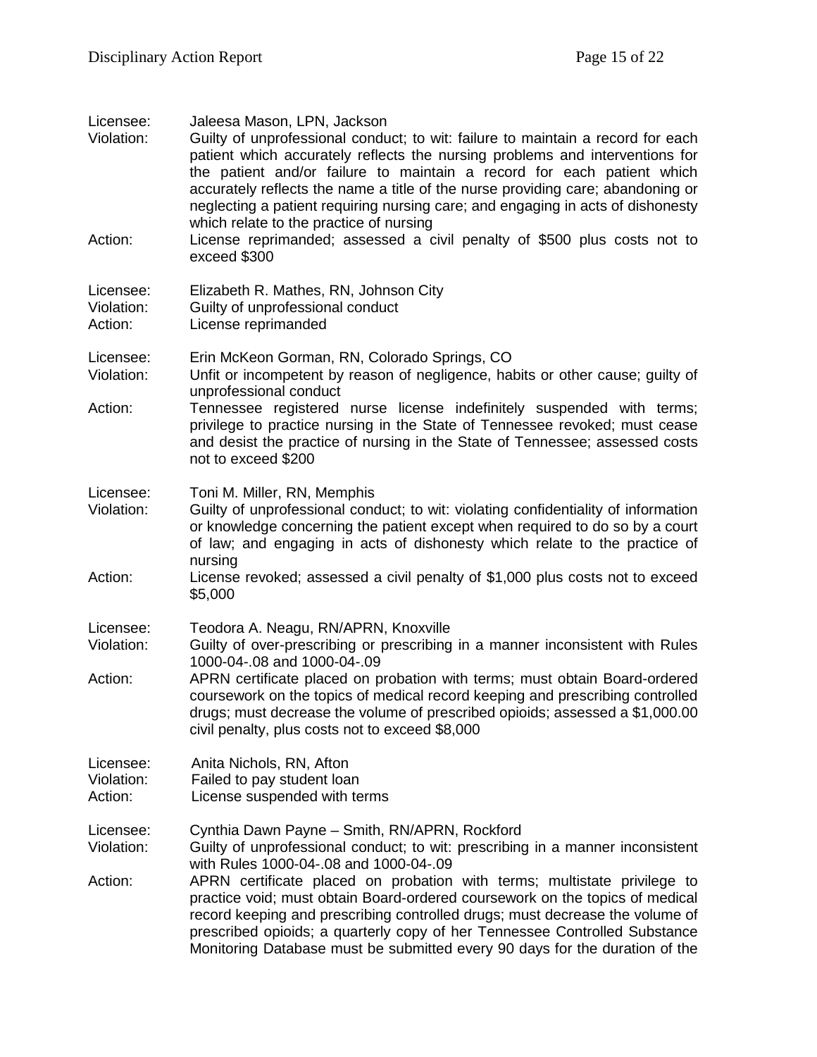Licensee: Jaleesa Mason, LPN, Jackson
Violation: Guilty of unprofessional conduct; to wit: failure to maintain a record for each patient which accurately reflects the nursing problems and interventions for the patient and/or failure to maintain a record for each patient which accurately reflects the name a title of the nurse providing care; abandoning or neglecting a patient requiring nursing care; and engaging in acts of dishonesty which relate to the practice of nursing
Action: License reprimanded; assessed a civil penalty of $500 plus costs not to exceed $300

Licensee: Elizabeth R. Mathes, RN, Johnson City
Violation: Guilty of unprofessional conduct
Action: License reprimanded

Licensee: Erin McKeon Gorman, RN, Colorado Springs, CO
Violation: Unfit or incompetent by reason of negligence, habits or other cause; guilty of unprofessional conduct
Action: Tennessee registered nurse license indefinitely suspended with terms; privilege to practice nursing in the State of Tennessee revoked; must cease and desist the practice of nursing in the State of Tennessee; assessed costs not to exceed $200

Licensee: Toni M. Miller, RN, Memphis
Violation: Guilty of unprofessional conduct; to wit: violating confidentiality of information or knowledge concerning the patient except when required to do so by a court of law; and engaging in acts of dishonesty which relate to the practice of nursing
Action: License revoked; assessed a civil penalty of $1,000 plus costs not to exceed $5,000

Licensee: Teodora A. Neagu, RN/APRN, Knoxville
Violation: Guilty of over-prescribing or prescribing in a manner inconsistent with Rules 1000-04-.08 and 1000-04-.09
Action: APRN certificate placed on probation with terms; must obtain Board-ordered coursework on the topics of medical record keeping and prescribing controlled drugs; must decrease the volume of prescribed opioids; assessed a $1,000.00 civil penalty, plus costs not to exceed $8,000

Licensee: Anita Nichols, RN, Afton
Violation: Failed to pay student loan
Action: License suspended with terms

Licensee: Cynthia Dawn Payne – Smith, RN/APRN, Rockford
Violation: Guilty of unprofessional conduct; to wit: prescribing in a manner inconsistent with Rules 1000-04-.08 and 1000-04-.09
Action: APRN certificate placed on probation with terms; multistate privilege to practice void; must obtain Board-ordered coursework on the topics of medical record keeping and prescribing controlled drugs; must decrease the volume of prescribed opioids; a quarterly copy of her Tennessee Controlled Substance Monitoring Database must be submitted every 90 days for the duration of the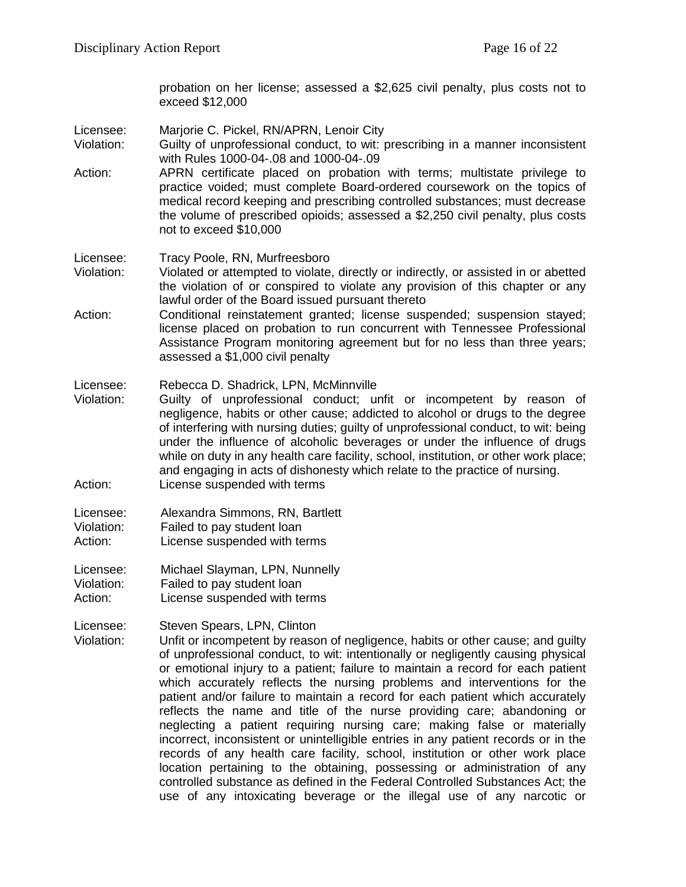probation on her license; assessed a $2,625 civil penalty, plus costs not to exceed $12,000

Licensee: Marjorie C. Pickel, RN/APRN, Lenoir City
Violation: Guilty of unprofessional conduct, to wit: prescribing in a manner inconsistent with Rules 1000-04-.08 and 1000-04-.09
Action: APRN certificate placed on probation with terms; multistate privilege to practice voided; must complete Board-ordered coursework on the topics of medical record keeping and prescribing controlled substances; must decrease the volume of prescribed opioids; assessed a $2,250 civil penalty, plus costs not to exceed $10,000

Licensee: Tracy Poole, RN, Murfreesboro
Violation: Violated or attempted to violate, directly or indirectly, or assisted in or abetted the violation of or conspired to violate any provision of this chapter or any lawful order of the Board issued pursuant thereto
Action: Conditional reinstatement granted; license suspended; suspension stayed; license placed on probation to run concurrent with Tennessee Professional Assistance Program monitoring agreement but for no less than three years; assessed a $1,000 civil penalty

Licensee: Rebecca D. Shadrick, LPN, McMinnville
Violation: Guilty of unprofessional conduct; unfit or incompetent by reason of negligence, habits or other cause; addicted to alcohol or drugs to the degree of interfering with nursing duties; guilty of unprofessional conduct, to wit: being under the influence of alcoholic beverages or under the influence of drugs while on duty in any health care facility, school, institution, or other work place; and engaging in acts of dishonesty which relate to the practice of nursing.
Action: License suspended with terms

Licensee: Alexandra Simmons, RN, Bartlett
Violation: Failed to pay student loan
Action: License suspended with terms

Licensee: Michael Slayman, LPN, Nunnelly
Violation: Failed to pay student loan
Action: License suspended with terms

Licensee: Steven Spears, LPN, Clinton
Violation: Unfit or incompetent by reason of negligence, habits or other cause; and guilty of unprofessional conduct, to wit: intentionally or negligently causing physical or emotional injury to a patient; failure to maintain a record for each patient which accurately reflects the nursing problems and interventions for the patient and/or failure to maintain a record for each patient which accurately reflects the name and title of the nurse providing care; abandoning or neglecting a patient requiring nursing care; making false or materially incorrect, inconsistent or unintelligible entries in any patient records or in the records of any health care facility, school, institution or other work place location pertaining to the obtaining, possessing or administration of any controlled substance as defined in the Federal Controlled Substances Act; the use of any intoxicating beverage or the illegal use of any narcotic or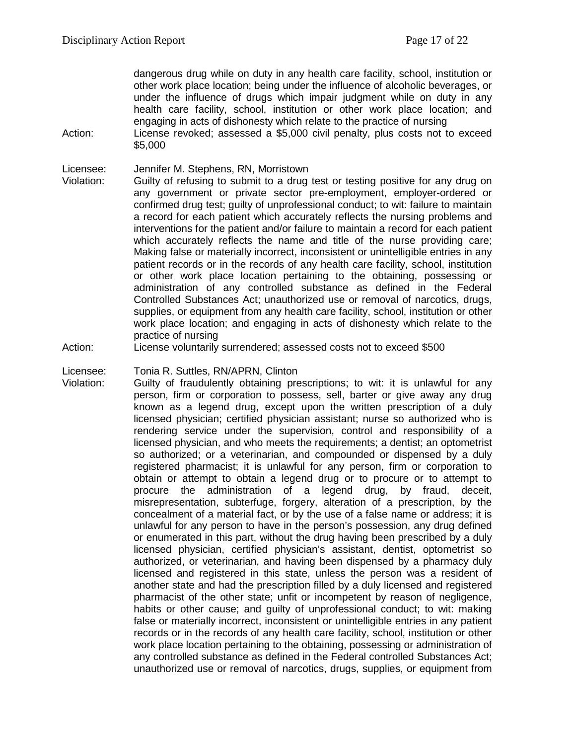dangerous drug while on duty in any health care facility, school, institution or other work place location; being under the influence of alcoholic beverages, or under the influence of drugs which impair judgment while on duty in any health care facility, school, institution or other work place location; and engaging in acts of dishonesty which relate to the practice of nursing

Action: License revoked; assessed a $5,000 civil penalty, plus costs not to exceed $5,000

Licensee: Jennifer M. Stephens, RN, Morristown

Violation: Guilty of refusing to submit to a drug test or testing positive for any drug on any government or private sector pre-employment, employer-ordered or confirmed drug test; guilty of unprofessional conduct; to wit: failure to maintain a record for each patient which accurately reflects the nursing problems and interventions for the patient and/or failure to maintain a record for each patient which accurately reflects the name and title of the nurse providing care; Making false or materially incorrect, inconsistent or unintelligible entries in any patient records or in the records of any health care facility, school, institution or other work place location pertaining to the obtaining, possessing or administration of any controlled substance as defined in the Federal Controlled Substances Act; unauthorized use or removal of narcotics, drugs, supplies, or equipment from any health care facility, school, institution or other work place location; and engaging in acts of dishonesty which relate to the practice of nursing

Action: License voluntarily surrendered; assessed costs not to exceed $500

Licensee: Tonia R. Suttles, RN/APRN, Clinton

Violation: Guilty of fraudulently obtaining prescriptions; to wit: it is unlawful for any person, firm or corporation to possess, sell, barter or give away any drug known as a legend drug, except upon the written prescription of a duly licensed physician; certified physician assistant; nurse so authorized who is rendering service under the supervision, control and responsibility of a licensed physician, and who meets the requirements; a dentist; an optometrist so authorized; or a veterinarian, and compounded or dispensed by a duly registered pharmacist; it is unlawful for any person, firm or corporation to obtain or attempt to obtain a legend drug or to procure or to attempt to procure the administration of a legend drug, by fraud, deceit, misrepresentation, subterfuge, forgery, alteration of a prescription, by the concealment of a material fact, or by the use of a false name or address; it is unlawful for any person to have in the person's possession, any drug defined or enumerated in this part, without the drug having been prescribed by a duly licensed physician, certified physician's assistant, dentist, optometrist so authorized, or veterinarian, and having been dispensed by a pharmacy duly licensed and registered in this state, unless the person was a resident of another state and had the prescription filled by a duly licensed and registered pharmacist of the other state; unfit or incompetent by reason of negligence, habits or other cause; and guilty of unprofessional conduct; to wit: making false or materially incorrect, inconsistent or unintelligible entries in any patient records or in the records of any health care facility, school, institution or other work place location pertaining to the obtaining, possessing or administration of any controlled substance as defined in the Federal controlled Substances Act; unauthorized use or removal of narcotics, drugs, supplies, or equipment from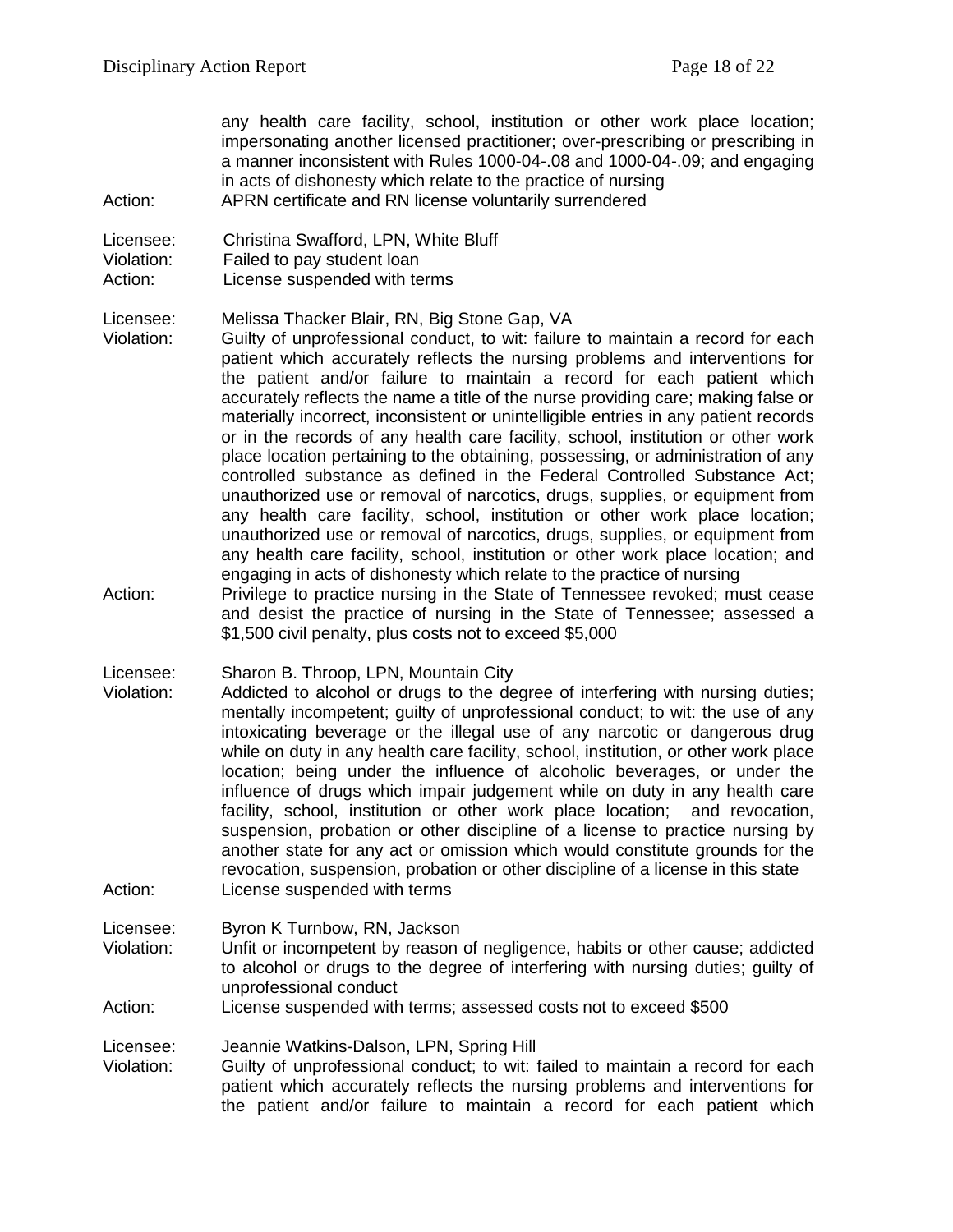any health care facility, school, institution or other work place location; impersonating another licensed practitioner; over-prescribing or prescribing in a manner inconsistent with Rules 1000-04-.08 and 1000-04-.09; and engaging in acts of dishonesty which relate to the practice of nursing

Action: APRN certificate and RN license voluntarily surrendered

Licensee: Christina Swafford, LPN, White Bluff
Violation: Failed to pay student loan
Action: License suspended with terms

Licensee: Melissa Thacker Blair, RN, Big Stone Gap, VA
Violation: Guilty of unprofessional conduct, to wit: failure to maintain a record for each patient which accurately reflects the nursing problems and interventions for the patient and/or failure to maintain a record for each patient which accurately reflects the name a title of the nurse providing care; making false or materially incorrect, inconsistent or unintelligible entries in any patient records or in the records of any health care facility, school, institution or other work place location pertaining to the obtaining, possessing, or administration of any controlled substance as defined in the Federal Controlled Substance Act; unauthorized use or removal of narcotics, drugs, supplies, or equipment from any health care facility, school, institution or other work place location; unauthorized use or removal of narcotics, drugs, supplies, or equipment from any health care facility, school, institution or other work place location; and engaging in acts of dishonesty which relate to the practice of nursing
Action: Privilege to practice nursing in the State of Tennessee revoked; must cease and desist the practice of nursing in the State of Tennessee; assessed a $1,500 civil penalty, plus costs not to exceed $5,000

Licensee: Sharon B. Throop, LPN, Mountain City
Violation: Addicted to alcohol or drugs to the degree of interfering with nursing duties; mentally incompetent; guilty of unprofessional conduct; to wit: the use of any intoxicating beverage or the illegal use of any narcotic or dangerous drug while on duty in any health care facility, school, institution, or other work place location; being under the influence of alcoholic beverages, or under the influence of drugs which impair judgement while on duty in any health care facility, school, institution or other work place location; and revocation, suspension, probation or other discipline of a license to practice nursing by another state for any act or omission which would constitute grounds for the revocation, suspension, probation or other discipline of a license in this state
Action: License suspended with terms

Licensee: Byron K Turnbow, RN, Jackson
Violation: Unfit or incompetent by reason of negligence, habits or other cause; addicted to alcohol or drugs to the degree of interfering with nursing duties; guilty of unprofessional conduct
Action: License suspended with terms; assessed costs not to exceed $500

Licensee: Jeannie Watkins-Dalson, LPN, Spring Hill
Violation: Guilty of unprofessional conduct; to wit: failed to maintain a record for each patient which accurately reflects the nursing problems and interventions for the patient and/or failure to maintain a record for each patient which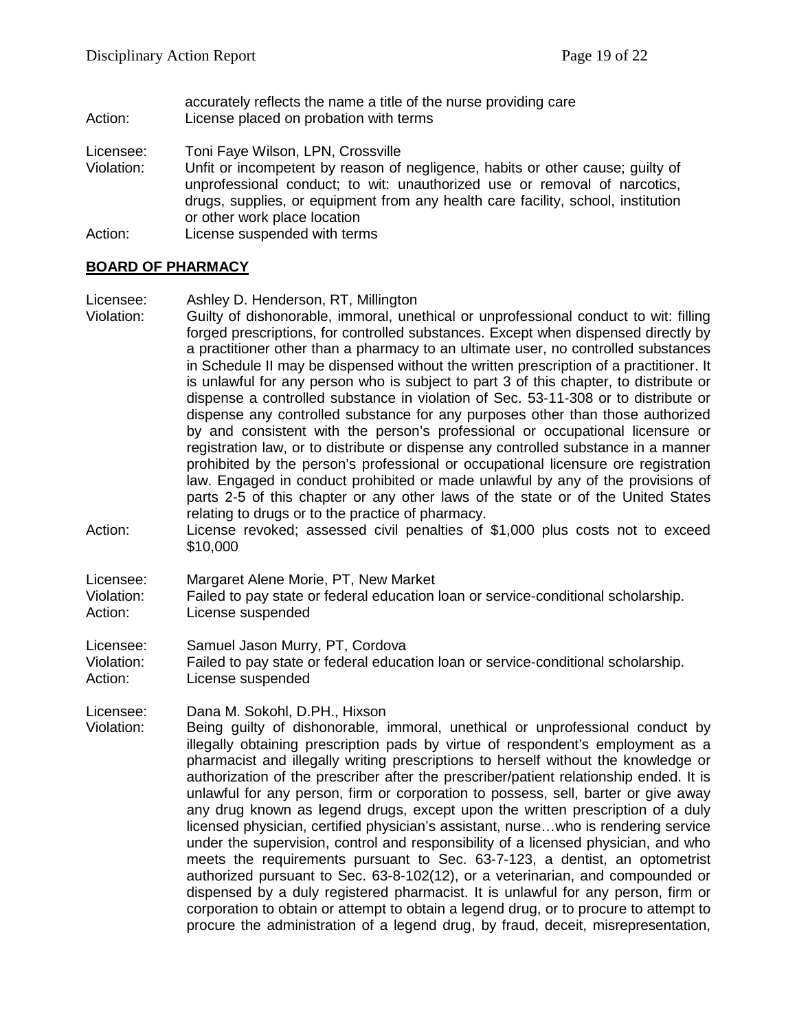accurately reflects the name a title of the nurse providing care

Action: License placed on probation with terms

Licensee: Toni Faye Wilson, LPN, Crossville

Violation: Unfit or incompetent by reason of negligence, habits or other cause; guilty of unprofessional conduct; to wit: unauthorized use or removal of narcotics, drugs, supplies, or equipment from any health care facility, school, institution or other work place location

Action: License suspended with terms

## BOARD OF PHARMACY

Licensee: Ashley D. Henderson, RT, Millington

Violation: Guilty of dishonorable, immoral, unethical or unprofessional conduct to wit: filling forged prescriptions, for controlled substances. Except when dispensed directly by a practitioner other than a pharmacy to an ultimate user, no controlled substances in Schedule II may be dispensed without the written prescription of a practitioner. It is unlawful for any person who is subject to part 3 of this chapter, to distribute or dispense a controlled substance in violation of Sec. 53-11-308 or to distribute or dispense any controlled substance for any purposes other than those authorized by and consistent with the person's professional or occupational licensure or registration law, or to distribute or dispense any controlled substance in a manner prohibited by the person's professional or occupational licensure ore registration law. Engaged in conduct prohibited or made unlawful by any of the provisions of parts 2-5 of this chapter or any other laws of the state or of the United States relating to drugs or to the practice of pharmacy.

Action: License revoked; assessed civil penalties of $1,000 plus costs not to exceed $10,000

Licensee: Margaret Alene Morie, PT, New Market

Violation: Failed to pay state or federal education loan or service-conditional scholarship.

Action: License suspended

Licensee: Samuel Jason Murry, PT, Cordova

Violation: Failed to pay state or federal education loan or service-conditional scholarship.

Action: License suspended

Licensee: Dana M. Sokohl, D.PH., Hixson

Violation: Being guilty of dishonorable, immoral, unethical or unprofessional conduct by illegally obtaining prescription pads by virtue of respondent's employment as a pharmacist and illegally writing prescriptions to herself without the knowledge or authorization of the prescriber after the prescriber/patient relationship ended. It is unlawful for any person, firm or corporation to possess, sell, barter or give away any drug known as legend drugs, except upon the written prescription of a duly licensed physician, certified physician's assistant, nurse…who is rendering service under the supervision, control and responsibility of a licensed physician, and who meets the requirements pursuant to Sec. 63-7-123, a dentist, an optometrist authorized pursuant to Sec. 63-8-102(12), or a veterinarian, and compounded or dispensed by a duly registered pharmacist. It is unlawful for any person, firm or corporation to obtain or attempt to obtain a legend drug, or to procure to attempt to procure the administration of a legend drug, by fraud, deceit, misrepresentation,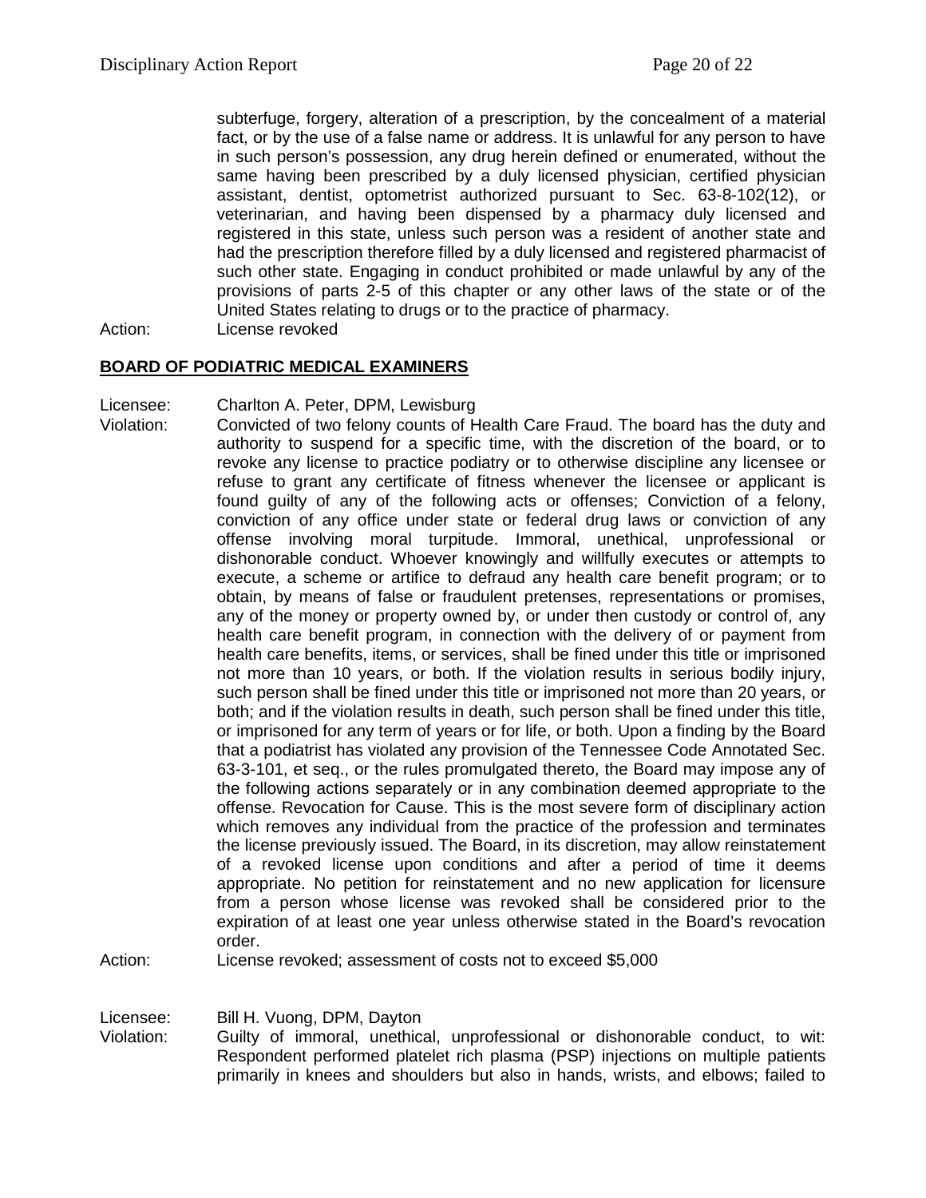subterfuge, forgery, alteration of a prescription, by the concealment of a material fact, or by the use of a false name or address. It is unlawful for any person to have in such person's possession, any drug herein defined or enumerated, without the same having been prescribed by a duly licensed physician, certified physician assistant, dentist, optometrist authorized pursuant to Sec. 63-8-102(12), or veterinarian, and having been dispensed by a pharmacy duly licensed and registered in this state, unless such person was a resident of another state and had the prescription therefore filled by a duly licensed and registered pharmacist of such other state. Engaging in conduct prohibited or made unlawful by any of the provisions of parts 2-5 of this chapter or any other laws of the state or of the United States relating to drugs or to the practice of pharmacy.

Action: License revoked

**BOARD OF PODIATRIC MEDICAL EXAMINERS**

Licensee: Charlton A. Peter, DPM, Lewisburg

Violation: Convicted of two felony counts of Health Care Fraud. The board has the duty and authority to suspend for a specific time, with the discretion of the board, or to revoke any license to practice podiatry or to otherwise discipline any licensee or refuse to grant any certificate of fitness whenever the licensee or applicant is found guilty of any of the following acts or offenses; Conviction of a felony, conviction of any office under state or federal drug laws or conviction of any offense involving moral turpitude. Immoral, unethical, unprofessional or dishonorable conduct. Whoever knowingly and willfully executes or attempts to execute, a scheme or artifice to defraud any health care benefit program; or to obtain, by means of false or fraudulent pretenses, representations or promises, any of the money or property owned by, or under then custody or control of, any health care benefit program, in connection with the delivery of or payment from health care benefits, items, or services, shall be fined under this title or imprisoned not more than 10 years, or both. If the violation results in serious bodily injury, such person shall be fined under this title or imprisoned not more than 20 years, or both; and if the violation results in death, such person shall be fined under this title, or imprisoned for any term of years or for life, or both. Upon a finding by the Board that a podiatrist has violated any provision of the Tennessee Code Annotated Sec. 63-3-101, et seq., or the rules promulgated thereto, the Board may impose any of the following actions separately or in any combination deemed appropriate to the offense. Revocation for Cause. This is the most severe form of disciplinary action which removes any individual from the practice of the profession and terminates the license previously issued. The Board, in its discretion, may allow reinstatement of a revoked license upon conditions and after a period of time it deems appropriate. No petition for reinstatement and no new application for licensure from a person whose license was revoked shall be considered prior to the expiration of at least one year unless otherwise stated in the Board's revocation order.

Action: License revoked; assessment of costs not to exceed $5,000

Licensee: Bill H. Vuong, DPM, Dayton

Violation: Guilty of immoral, unethical, unprofessional or dishonorable conduct, to wit: Respondent performed platelet rich plasma (PSP) injections on multiple patients primarily in knees and shoulders but also in hands, wrists, and elbows; failed to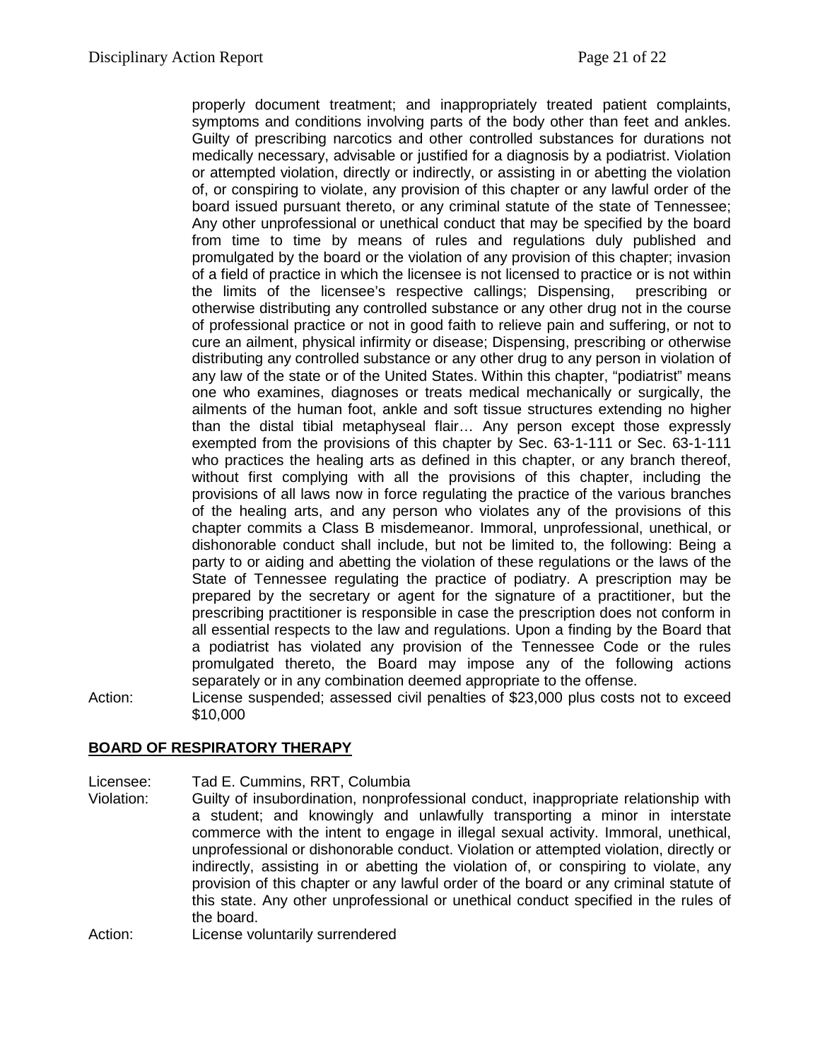properly document treatment; and inappropriately treated patient complaints, symptoms and conditions involving parts of the body other than feet and ankles. Guilty of prescribing narcotics and other controlled substances for durations not medically necessary, advisable or justified for a diagnosis by a podiatrist. Violation or attempted violation, directly or indirectly, or assisting in or abetting the violation of, or conspiring to violate, any provision of this chapter or any lawful order of the board issued pursuant thereto, or any criminal statute of the state of Tennessee; Any other unprofessional or unethical conduct that may be specified by the board from time to time by means of rules and regulations duly published and promulgated by the board or the violation of any provision of this chapter; invasion of a field of practice in which the licensee is not licensed to practice or is not within the limits of the licensee's respective callings; Dispensing, prescribing or otherwise distributing any controlled substance or any other drug not in the course of professional practice or not in good faith to relieve pain and suffering, or not to cure an ailment, physical infirmity or disease; Dispensing, prescribing or otherwise distributing any controlled substance or any other drug to any person in violation of any law of the state or of the United States. Within this chapter, "podiatrist" means one who examines, diagnoses or treats medical mechanically or surgically, the ailments of the human foot, ankle and soft tissue structures extending no higher than the distal tibial metaphyseal flair… Any person except those expressly exempted from the provisions of this chapter by Sec. 63-1-111 or Sec. 63-1-111 who practices the healing arts as defined in this chapter, or any branch thereof, without first complying with all the provisions of this chapter, including the provisions of all laws now in force regulating the practice of the various branches of the healing arts, and any person who violates any of the provisions of this chapter commits a Class B misdemeanor. Immoral, unprofessional, unethical, or dishonorable conduct shall include, but not be limited to, the following: Being a party to or aiding and abetting the violation of these regulations or the laws of the State of Tennessee regulating the practice of podiatry. A prescription may be prepared by the secretary or agent for the signature of a practitioner, but the prescribing practitioner is responsible in case the prescription does not conform in all essential respects to the law and regulations. Upon a finding by the Board that a podiatrist has violated any provision of the Tennessee Code or the rules promulgated thereto, the Board may impose any of the following actions separately or in any combination deemed appropriate to the offense.

Action: License suspended; assessed civil penalties of $23,000 plus costs not to exceed $10,000

**BOARD OF RESPIRATORY THERAPY**

Licensee: Tad E. Cummins, RRT, Columbia

Violation: Guilty of insubordination, nonprofessional conduct, inappropriate relationship with a student; and knowingly and unlawfully transporting a minor in interstate commerce with the intent to engage in illegal sexual activity. Immoral, unethical, unprofessional or dishonorable conduct. Violation or attempted violation, directly or indirectly, assisting in or abetting the violation of, or conspiring to violate, any provision of this chapter or any lawful order of the board or any criminal statute of this state. Any other unprofessional or unethical conduct specified in the rules of the board.

Action: License voluntarily surrendered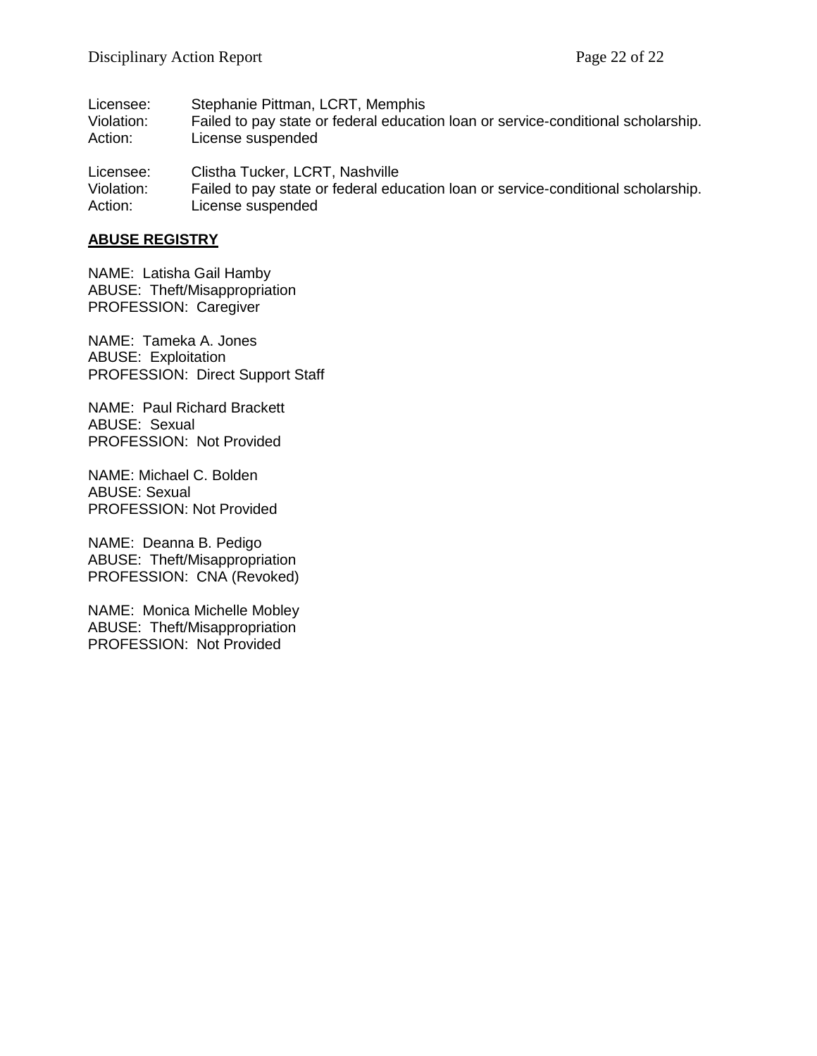Licensee: Stephanie Pittman, LCRT, Memphis
Violation: Failed to pay state or federal education loan or service-conditional scholarship.
Action: License suspended

Licensee: Clistha Tucker, LCRT, Nashville
Violation: Failed to pay state or federal education loan or service-conditional scholarship.
Action: License suspended

**ABUSE REGISTRY**

NAME: Latisha Gail Hamby
ABUSE: Theft/Misappropriation
PROFESSION: Caregiver

NAME: Tameka A. Jones
ABUSE: Exploitation
PROFESSION: Direct Support Staff

NAME: Paul Richard Brackett
ABUSE: Sexual
PROFESSION: Not Provided

NAME: Michael C. Bolden
ABUSE: Sexual
PROFESSION: Not Provided

NAME: Deanna B. Pedigo
ABUSE: Theft/Misappropriation
PROFESSION: CNA (Revoked)

NAME: Monica Michelle Mobley
ABUSE: Theft/Misappropriation
PROFESSION: Not Provided